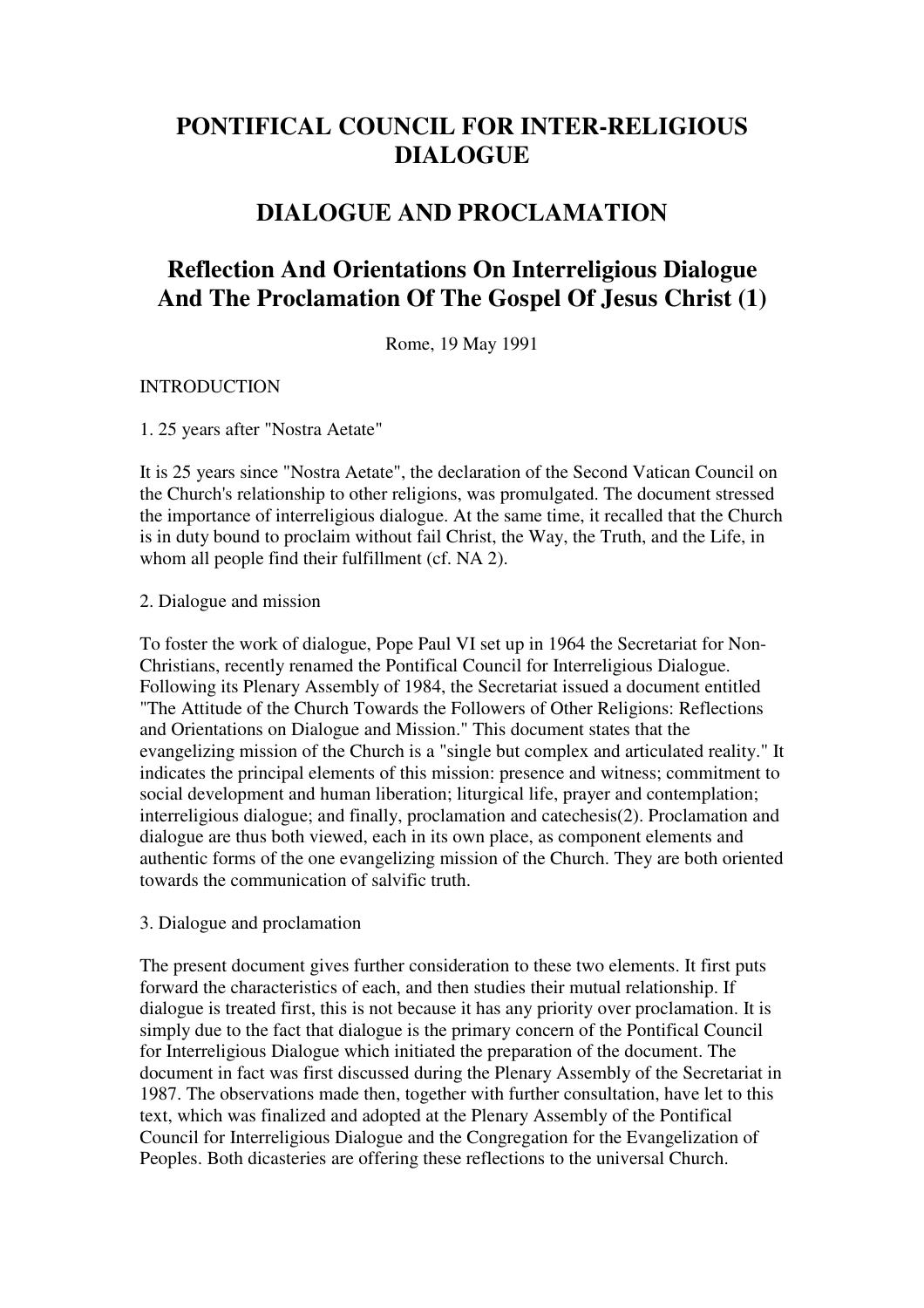# PONTIFICAL COUNCIL FOR INTER-RELIGIOUS DIALOGUE

# DIALOGUE AND PROCLAMATION

## Reflection And Orientations On Interreligious Dialogue And The Proclamation Of The Gospel Of Jesus Christ (1)

Rome, 19 May 1991

INTRODUCTION

1. 25 years after "Nostra Aetate"

It is 25 years since "Nostra Aetate", the declaration of the Second Vatican Council on the Church's relationship to other religions, was promulgated. The document stressed the importance of interreligious dialogue. At the same time, it recalled that the Church is in duty bound to proclaim without fail Christ, the Way, the Truth, and the Life, in whom all people find their fulfillment (cf. NA 2).

2. Dialogue and mission

To foster the work of dialogue, Pope Paul VI set up in 1964 the Secretariat for Non-Christians, recently renamed the Pontifical Council for Interreligious Dialogue. Following its Plenary Assembly of 1984, the Secretariat issued a document entitled "The Attitude of the Church Towards the Followers of Other Religions: Reflections and Orientations on Dialogue and Mission." This document states that the evangelizing mission of the Church is a "single but complex and articulated reality." It indicates the principal elements of this mission: presence and witness; commitment to social development and human liberation; liturgical life, prayer and contemplation; interreligious dialogue; and finally, proclamation and catechesis(2). Proclamation and dialogue are thus both viewed, each in its own place, as component elements and authentic forms of the one evangelizing mission of the Church. They are both oriented towards the communication of salvific truth.

3. Dialogue and proclamation

The present document gives further consideration to these two elements. It first puts forward the characteristics of each, and then studies their mutual relationship. If dialogue is treated first, this is not because it has any priority over proclamation. It is simply due to the fact that dialogue is the primary concern of the Pontifical Council for Interreligious Dialogue which initiated the preparation of the document. The document in fact was first discussed during the Plenary Assembly of the Secretariat in 1987. The observations made then, together with further consultation, have let to this text, which was finalized and adopted at the Plenary Assembly of the Pontifical Council for Interreligious Dialogue and the Congregation for the Evangelization of Peoples. Both dicasteries are offering these reflections to the universal Church.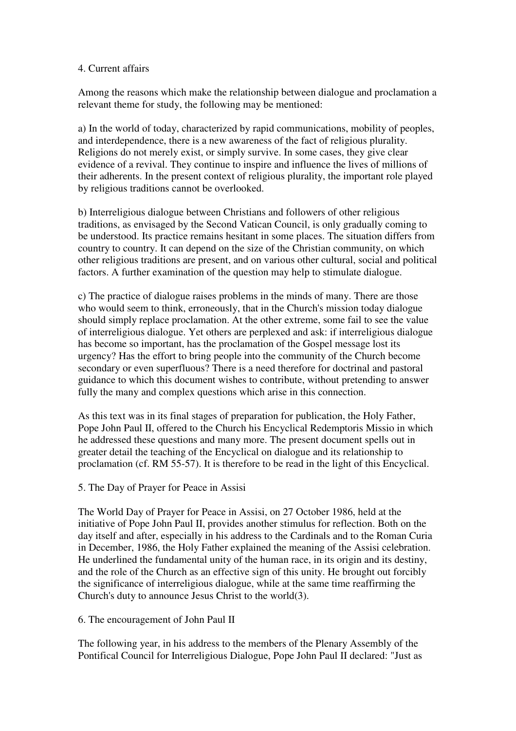4. Current affairs

Among the reasons which make the relationship between dialogue and proclamation a relevant theme for study, the following may be mentioned:

a) In the world of today, characterized by rapid communications, mobility of peoples, and interdependence, there is a new awareness of the fact of religious plurality. Religions do not merely exist, or simply survive. In some cases, they give clear evidence of a revival. They continue to inspire and influence the lives of millions of their adherents. In the present context of religious plurality, the important role played by religious traditions cannot be overlooked.

b) Interreligious dialogue between Christians and followers of other religious traditions, as envisaged by the Second Vatican Council, is only gradually coming to be understood. Its practice remains hesitant in some places. The situation differs from country to country. It can depend on the size of the Christian community, on which other religious traditions are present, and on various other cultural, social and political factors. A further examination of the question may help to stimulate dialogue.

c) The practice of dialogue raises problems in the minds of many. There are those who would seem to think, erroneously, that in the Church's mission today dialogue should simply replace proclamation. At the other extreme, some fail to see the value of interreligious dialogue. Yet others are perplexed and ask: if interreligious dialogue has become so important, has the proclamation of the Gospel message lost its urgency? Has the effort to bring people into the community of the Church become secondary or even superfluous? There is a need therefore for doctrinal and pastoral guidance to which this document wishes to contribute, without pretending to answer fully the many and complex questions which arise in this connection.

As this text was in its final stages of preparation for publication, the Holy Father, Pope John Paul II, offered to the Church his Encyclical Redemptoris Missio in which he addressed these questions and many more. The present document spells out in greater detail the teaching of the Encyclical on dialogue and its relationship to proclamation (cf. RM 55-57). It is therefore to be read in the light of this Encyclical.

5. The Day of Prayer for Peace in Assisi

The World Day of Prayer for Peace in Assisi, on 27 October 1986, held at the initiative of Pope John Paul II, provides another stimulus for reflection. Both on the day itself and after, especially in his address to the Cardinals and to the Roman Curia in December, 1986, the Holy Father explained the meaning of the Assisi celebration. He underlined the fundamental unity of the human race, in its origin and its destiny, and the role of the Church as an effective sign of this unity. He brought out forcibly the significance of interreligious dialogue, while at the same time reaffirming the Church's duty to announce Jesus Christ to the world(3).

6. The encouragement of John Paul II

The following year, in his address to the members of the Plenary Assembly of the Pontifical Council for Interreligious Dialogue, Pope John Paul II declared: "Just as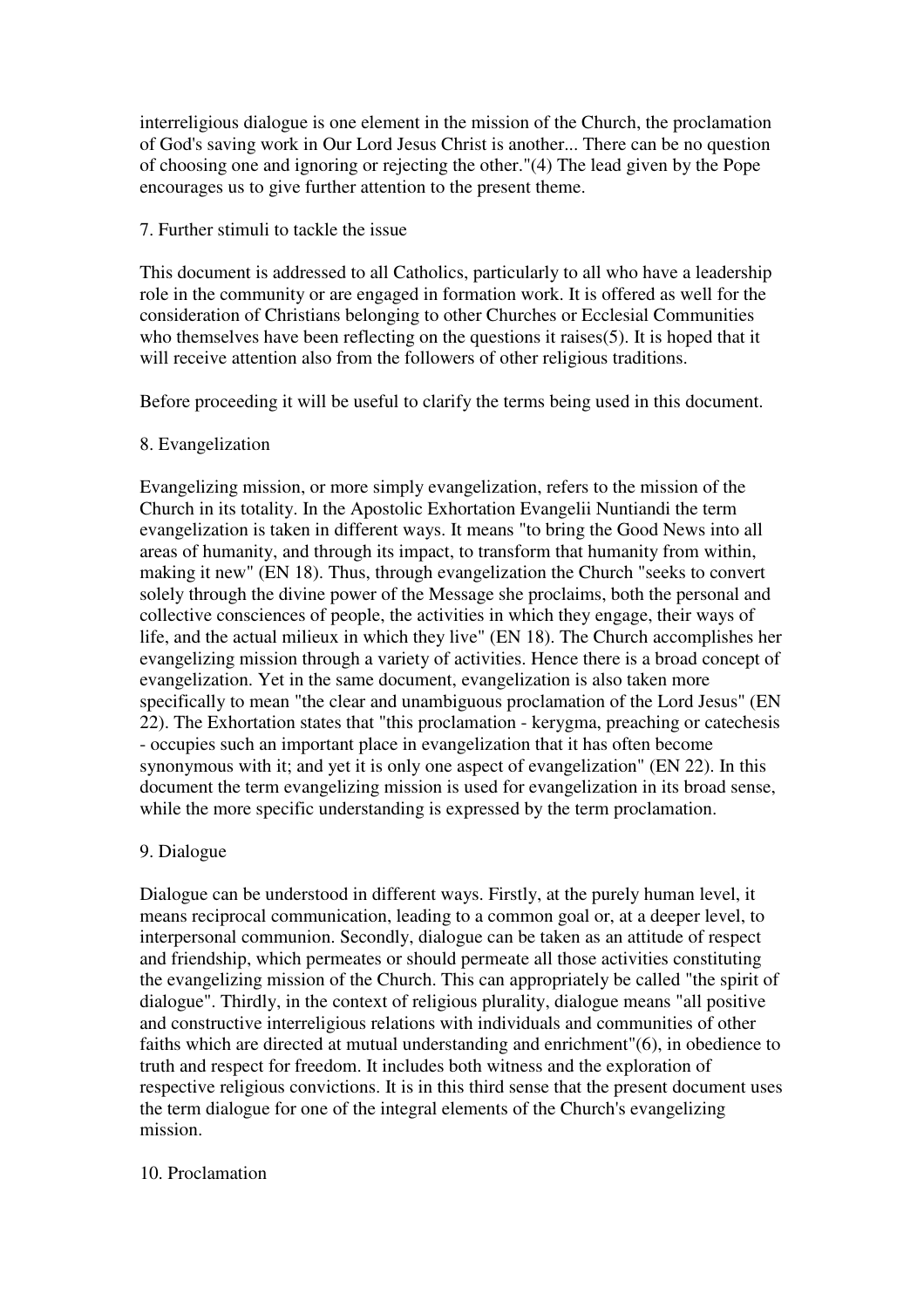interreligious dialogue is one element in the mission of the Church, the proclamation of God's saving work in Our Lord Jesus Christ is another... There can be no question of choosing one and ignoring or rejecting the other."(4) The lead given by the Pope encourages us to give further attention to the present theme.

## 7. Further stimuli to tackle the issue

This document is addressed to all Catholics, particularly to all who have a leadership role in the community or are engaged in formation work. It is offered as well for the consideration of Christians belonging to other Churches or Ecclesial Communities who themselves have been reflecting on the questions it raises(5). It is hoped that it will receive attention also from the followers of other religious traditions.

Before proceeding it will be useful to clarify the terms being used in this document.

## 8. Evangelization

Evangelizing mission, or more simply evangelization, refers to the mission of the Church in its totality. In the Apostolic Exhortation Evangelii Nuntiandi the term evangelization is taken in different ways. It means "to bring the Good News into all areas of humanity, and through its impact, to transform that humanity from within, making it new" (EN 18). Thus, through evangelization the Church "seeks to convert solely through the divine power of the Message she proclaims, both the personal and collective consciences of people, the activities in which they engage, their ways of life, and the actual milieux in which they live" (EN 18). The Church accomplishes her evangelizing mission through a variety of activities. Hence there is a broad concept of evangelization. Yet in the same document, evangelization is also taken more specifically to mean "the clear and unambiguous proclamation of the Lord Jesus" (EN 22). The Exhortation states that "this proclamation - kerygma, preaching or catechesis - occupies such an important place in evangelization that it has often become synonymous with it; and yet it is only one aspect of evangelization" (EN 22). In this document the term evangelizing mission is used for evangelization in its broad sense, while the more specific understanding is expressed by the term proclamation.

## 9. Dialogue

Dialogue can be understood in different ways. Firstly, at the purely human level, it means reciprocal communication, leading to a common goal or, at a deeper level, to interpersonal communion. Secondly, dialogue can be taken as an attitude of respect and friendship, which permeates or should permeate all those activities constituting the evangelizing mission of the Church. This can appropriately be called "the spirit of dialogue". Thirdly, in the context of religious plurality, dialogue means "all positive and constructive interreligious relations with individuals and communities of other faiths which are directed at mutual understanding and enrichment"(6), in obedience to truth and respect for freedom. It includes both witness and the exploration of respective religious convictions. It is in this third sense that the present document uses the term dialogue for one of the integral elements of the Church's evangelizing mission.

## 10. Proclamation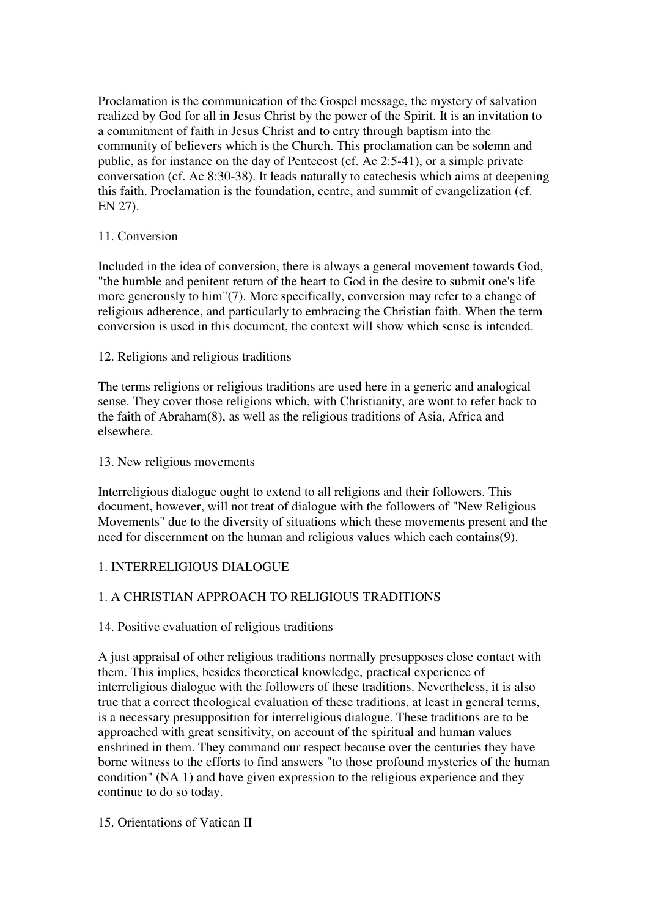Proclamation is the communication of the Gospel message, the mystery of salvation realized by God for all in Jesus Christ by the power of the Spirit. It is an invitation to a commitment of faith in Jesus Christ and to entry through baptism into the community of believers which is the Church. This proclamation can be solemn and public, as for instance on the day of Pentecost (cf. Ac 2:5-41), or a simple private conversation (cf. Ac 8:30-38). It leads naturally to catechesis which aims at deepening this faith. Proclamation is the foundation, centre, and summit of evangelization (cf. EN 27).

### 11. Conversion

Included in the idea of conversion, there is always a general movement towards God, "the humble and penitent return of the heart to God in the desire to submit one's life more generously to him"(7). More specifically, conversion may refer to a change of religious adherence, and particularly to embracing the Christian faith. When the term conversion is used in this document, the context will show which sense is intended.

### 12. Religions and religious traditions

The terms religions or religious traditions are used here in a generic and analogical sense. They cover those religions which, with Christianity, are wont to refer back to the faith of Abraham(8), as well as the religious traditions of Asia, Africa and elsewhere.

### 13. New religious movements

Interreligious dialogue ought to extend to all religions and their followers. This document, however, will not treat of dialogue with the followers of "New Religious Movements" due to the diversity of situations which these movements present and the need for discernment on the human and religious values which each contains(9).

## 1. INTERRELIGIOUS DIALOGUE

## 1. A CHRISTIAN APPROACH TO RELIGIOUS TRADITIONS

### 14. Positive evaluation of religious traditions

A just appraisal of other religious traditions normally presupposes close contact with them. This implies, besides theoretical knowledge, practical experience of interreligious dialogue with the followers of these traditions. Nevertheless, it is also true that a correct theological evaluation of these traditions, at least in general terms, is a necessary presupposition for interreligious dialogue. These traditions are to be approached with great sensitivity, on account of the spiritual and human values enshrined in them. They command our respect because over the centuries they have borne witness to the efforts to find answers "to those profound mysteries of the human condition" (NA 1) and have given expression to the religious experience and they continue to do so today.

### 15. Orientations of Vatican II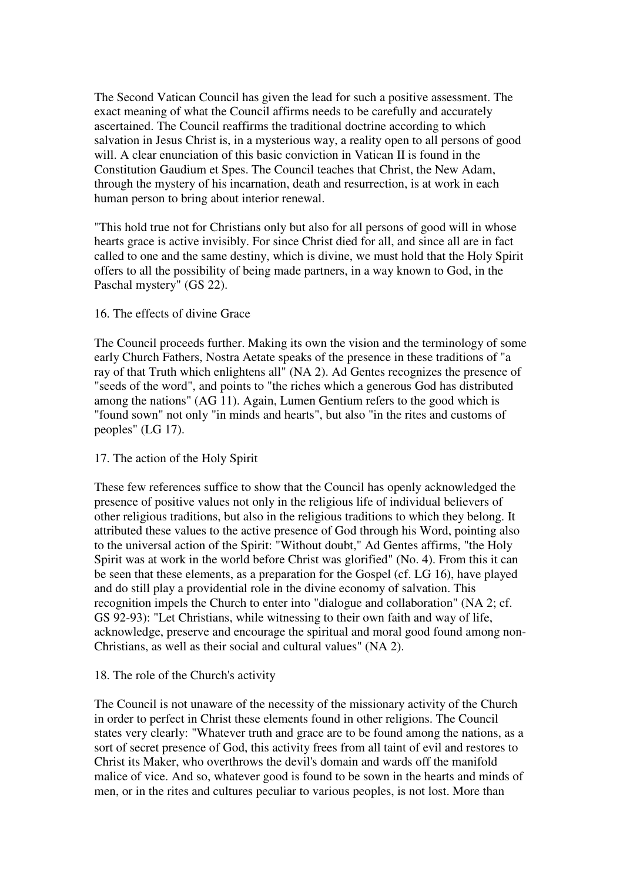The Second Vatican Council has given the lead for such a positive assessment. The exact meaning of what the Council affirms needs to be carefully and accurately ascertained. The Council reaffirms the traditional doctrine according to which salvation in Jesus Christ is, in a mysterious way, a reality open to all persons of good will. A clear enunciation of this basic conviction in Vatican II is found in the Constitution Gaudium et Spes. The Council teaches that Christ, the New Adam, through the mystery of his incarnation, death and resurrection, is at work in each human person to bring about interior renewal.

"This hold true not for Christians only but also for all persons of good will in whose hearts grace is active invisibly. For since Christ died for all, and since all are in fact called to one and the same destiny, which is divine, we must hold that the Holy Spirit offers to all the possibility of being made partners, in a way known to God, in the Paschal mystery" (GS 22).

## 16. The effects of divine Grace

The Council proceeds further. Making its own the vision and the terminology of some early Church Fathers, Nostra Aetate speaks of the presence in these traditions of "a ray of that Truth which enlightens all" (NA 2). Ad Gentes recognizes the presence of "seeds of the word", and points to "the riches which a generous God has distributed among the nations" (AG 11). Again, Lumen Gentium refers to the good which is "found sown" not only "in minds and hearts", but also "in the rites and customs of peoples" (LG 17).

## 17. The action of the Holy Spirit

These few references suffice to show that the Council has openly acknowledged the presence of positive values not only in the religious life of individual believers of other religious traditions, but also in the religious traditions to which they belong. It attributed these values to the active presence of God through his Word, pointing also to the universal action of the Spirit: "Without doubt," Ad Gentes affirms, "the Holy Spirit was at work in the world before Christ was glorified" (No. 4). From this it can be seen that these elements, as a preparation for the Gospel (cf. LG 16), have played and do still play a providential role in the divine economy of salvation. This recognition impels the Church to enter into "dialogue and collaboration" (NA 2; cf. GS 92-93): "Let Christians, while witnessing to their own faith and way of life, acknowledge, preserve and encourage the spiritual and moral good found among non-Christians, as well as their social and cultural values" (NA 2).

## 18. The role of the Church's activity

The Council is not unaware of the necessity of the missionary activity of the Church in order to perfect in Christ these elements found in other religions. The Council states very clearly: "Whatever truth and grace are to be found among the nations, as a sort of secret presence of God, this activity frees from all taint of evil and restores to Christ its Maker, who overthrows the devil's domain and wards off the manifold malice of vice. And so, whatever good is found to be sown in the hearts and minds of men, or in the rites and cultures peculiar to various peoples, is not lost. More than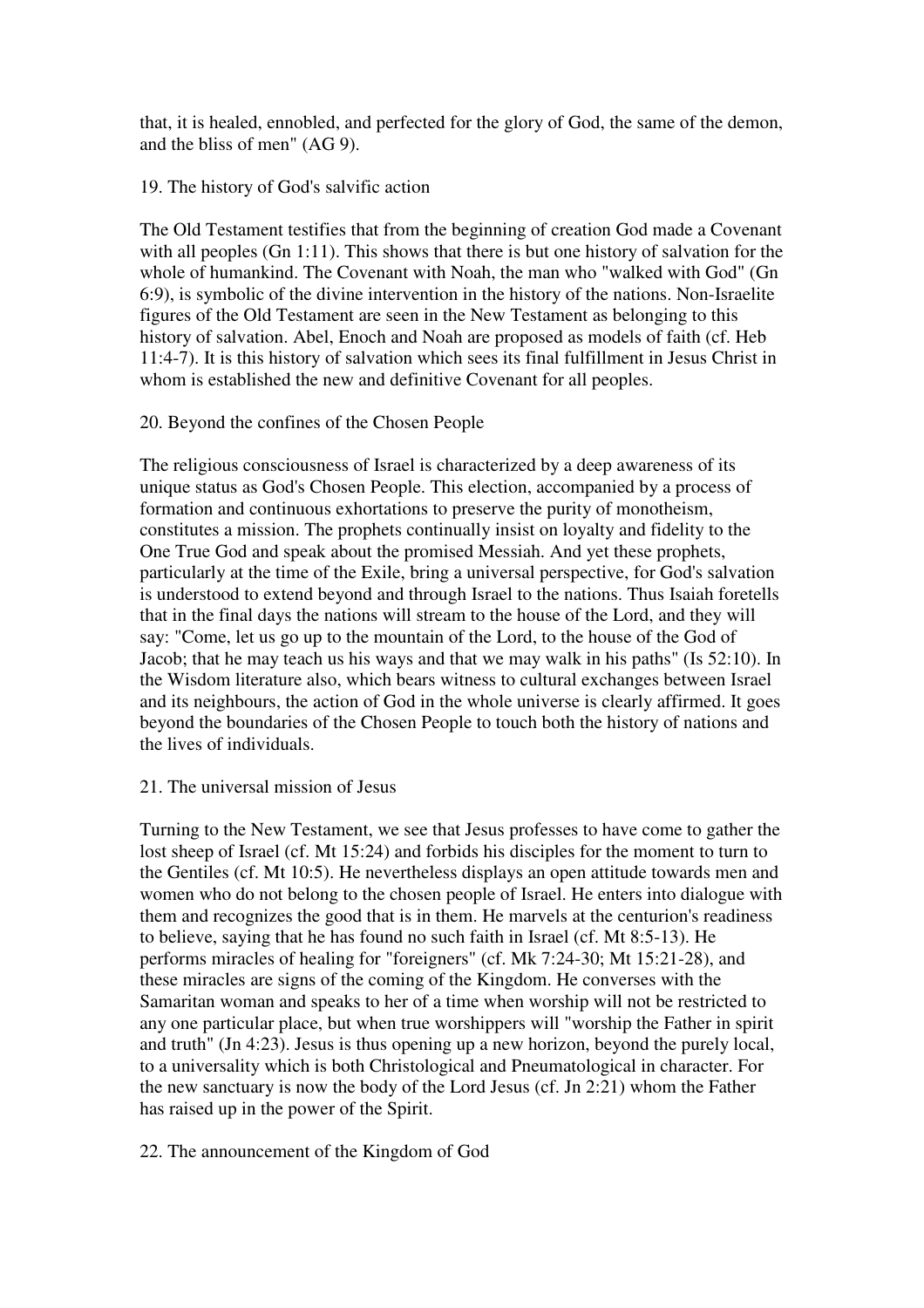that, it is healed, ennobled, and perfected for the glory of God, the same of the demon, and the bliss of men" (AG 9).

## 19. The history of God's salvific action

The Old Testament testifies that from the beginning of creation God made a Covenant with all peoples (Gn 1:11). This shows that there is but one history of salvation for the whole of humankind. The Covenant with Noah, the man who "walked with God" (Gn 6:9), is symbolic of the divine intervention in the history of the nations. Non-Israelite figures of the Old Testament are seen in the New Testament as belonging to this history of salvation. Abel, Enoch and Noah are proposed as models of faith (cf. Heb 11:4-7). It is this history of salvation which sees its final fulfillment in Jesus Christ in whom is established the new and definitive Covenant for all peoples.

## 20. Beyond the confines of the Chosen People

The religious consciousness of Israel is characterized by a deep awareness of its unique status as God's Chosen People. This election, accompanied by a process of formation and continuous exhortations to preserve the purity of monotheism, constitutes a mission. The prophets continually insist on loyalty and fidelity to the One True God and speak about the promised Messiah. And yet these prophets, particularly at the time of the Exile, bring a universal perspective, for God's salvation is understood to extend beyond and through Israel to the nations. Thus Isaiah foretells that in the final days the nations will stream to the house of the Lord, and they will say: "Come, let us go up to the mountain of the Lord, to the house of the God of Jacob; that he may teach us his ways and that we may walk in his paths" (Is 52:10). In the Wisdom literature also, which bears witness to cultural exchanges between Israel and its neighbours, the action of God in the whole universe is clearly affirmed. It goes beyond the boundaries of the Chosen People to touch both the history of nations and the lives of individuals.

## 21. The universal mission of Jesus

Turning to the New Testament, we see that Jesus professes to have come to gather the lost sheep of Israel (cf. Mt 15:24) and forbids his disciples for the moment to turn to the Gentiles (cf. Mt 10:5). He nevertheless displays an open attitude towards men and women who do not belong to the chosen people of Israel. He enters into dialogue with them and recognizes the good that is in them. He marvels at the centurion's readiness to believe, saying that he has found no such faith in Israel (cf. Mt 8:5-13). He performs miracles of healing for "foreigners" (cf. Mk 7:24-30; Mt 15:21-28), and these miracles are signs of the coming of the Kingdom. He converses with the Samaritan woman and speaks to her of a time when worship will not be restricted to any one particular place, but when true worshippers will "worship the Father in spirit and truth" (Jn 4:23). Jesus is thus opening up a new horizon, beyond the purely local, to a universality which is both Christological and Pneumatological in character. For the new sanctuary is now the body of the Lord Jesus (cf. Jn 2:21) whom the Father has raised up in the power of the Spirit.

## 22. The announcement of the Kingdom of God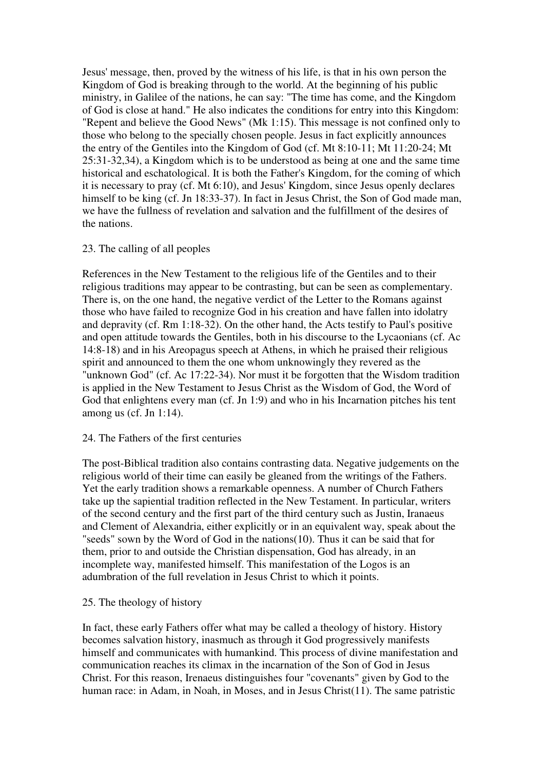Jesus' message, then, proved by the witness of his life, is that in his own person the Kingdom of God is breaking through to the world. At the beginning of his public ministry, in Galilee of the nations, he can say: "The time has come, and the Kingdom of God is close at hand." He also indicates the conditions for entry into this Kingdom: "Repent and believe the Good News" (Mk 1:15). This message is not confined only to those who belong to the specially chosen people. Jesus in fact explicitly announces the entry of the Gentiles into the Kingdom of God (cf. Mt 8:10-11; Mt 11:20-24; Mt 25:31-32,34), a Kingdom which is to be understood as being at one and the same time historical and eschatological. It is both the Father's Kingdom, for the coming of which it is necessary to pray (cf. Mt 6:10), and Jesus' Kingdom, since Jesus openly declares himself to be king (cf. Jn 18:33-37). In fact in Jesus Christ, the Son of God made man, we have the fullness of revelation and salvation and the fulfillment of the desires of the nations.

## 23. The calling of all peoples

References in the New Testament to the religious life of the Gentiles and to their religious traditions may appear to be contrasting, but can be seen as complementary. There is, on the one hand, the negative verdict of the Letter to the Romans against those who have failed to recognize God in his creation and have fallen into idolatry and depravity (cf. Rm 1:18-32). On the other hand, the Acts testify to Paul's positive and open attitude towards the Gentiles, both in his discourse to the Lycaonians (cf. Ac 14:8-18) and in his Areopagus speech at Athens, in which he praised their religious spirit and announced to them the one whom unknowingly they revered as the "unknown God" (cf. Ac 17:22-34). Nor must it be forgotten that the Wisdom tradition is applied in the New Testament to Jesus Christ as the Wisdom of God, the Word of God that enlightens every man (cf. Jn 1:9) and who in his Incarnation pitches his tent among us (cf. Jn 1:14).

## 24. The Fathers of the first centuries

The post-Biblical tradition also contains contrasting data. Negative judgements on the religious world of their time can easily be gleaned from the writings of the Fathers. Yet the early tradition shows a remarkable openness. A number of Church Fathers take up the sapiential tradition reflected in the New Testament. In particular, writers of the second century and the first part of the third century such as Justin, Iranaeus and Clement of Alexandria, either explicitly or in an equivalent way, speak about the "seeds" sown by the Word of God in the nations(10). Thus it can be said that for them, prior to and outside the Christian dispensation, God has already, in an incomplete way, manifested himself. This manifestation of the Logos is an adumbration of the full revelation in Jesus Christ to which it points.

## 25. The theology of history

In fact, these early Fathers offer what may be called a theology of history. History becomes salvation history, inasmuch as through it God progressively manifests himself and communicates with humankind. This process of divine manifestation and communication reaches its climax in the incarnation of the Son of God in Jesus Christ. For this reason, Irenaeus distinguishes four "covenants" given by God to the human race: in Adam, in Noah, in Moses, and in Jesus Christ(11). The same patristic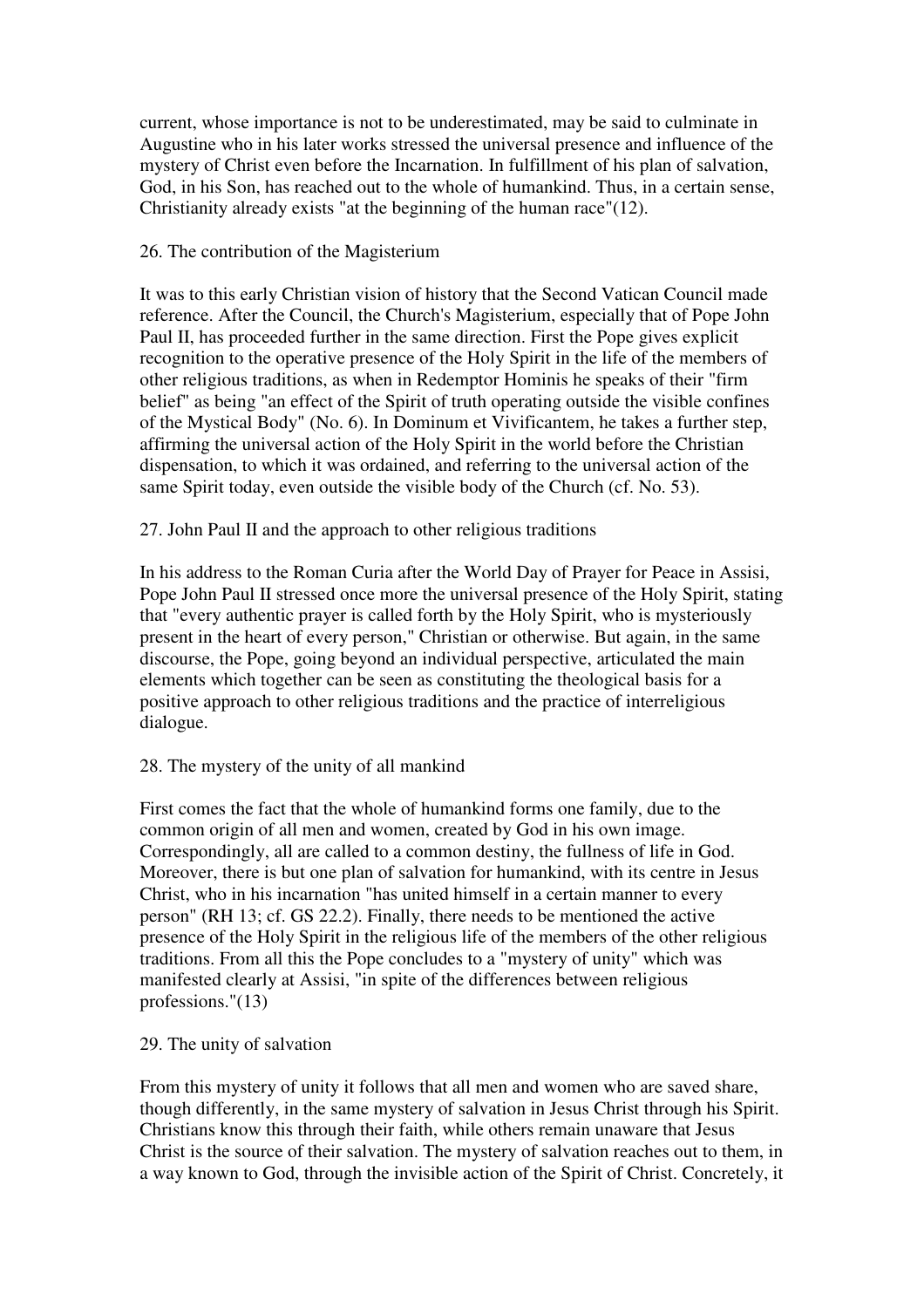current, whose importance is not to be underestimated, may be said to culminate in Augustine who in his later works stressed the universal presence and influence of the mystery of Christ even before the Incarnation. In fulfillment of his plan of salvation, God, in his Son, has reached out to the whole of humankind. Thus, in a certain sense, Christianity already exists "at the beginning of the human race"(12).

## 26. The contribution of the Magisterium

It was to this early Christian vision of history that the Second Vatican Council made reference. After the Council, the Church's Magisterium, especially that of Pope John Paul II, has proceeded further in the same direction. First the Pope gives explicit recognition to the operative presence of the Holy Spirit in the life of the members of other religious traditions, as when in Redemptor Hominis he speaks of their "firm belief" as being "an effect of the Spirit of truth operating outside the visible confines of the Mystical Body" (No. 6). In Dominum et Vivificantem, he takes a further step, affirming the universal action of the Holy Spirit in the world before the Christian dispensation, to which it was ordained, and referring to the universal action of the same Spirit today, even outside the visible body of the Church (cf. No. 53).

## 27. John Paul II and the approach to other religious traditions

In his address to the Roman Curia after the World Day of Prayer for Peace in Assisi, Pope John Paul II stressed once more the universal presence of the Holy Spirit, stating that "every authentic prayer is called forth by the Holy Spirit, who is mysteriously present in the heart of every person," Christian or otherwise. But again, in the same discourse, the Pope, going beyond an individual perspective, articulated the main elements which together can be seen as constituting the theological basis for a positive approach to other religious traditions and the practice of interreligious dialogue.

## 28. The mystery of the unity of all mankind

First comes the fact that the whole of humankind forms one family, due to the common origin of all men and women, created by God in his own image. Correspondingly, all are called to a common destiny, the fullness of life in God. Moreover, there is but one plan of salvation for humankind, with its centre in Jesus Christ, who in his incarnation "has united himself in a certain manner to every person" (RH 13; cf. GS 22.2). Finally, there needs to be mentioned the active presence of the Holy Spirit in the religious life of the members of the other religious traditions. From all this the Pope concludes to a "mystery of unity" which was manifested clearly at Assisi, "in spite of the differences between religious professions."(13)

## 29. The unity of salvation

From this mystery of unity it follows that all men and women who are saved share, though differently, in the same mystery of salvation in Jesus Christ through his Spirit. Christians know this through their faith, while others remain unaware that Jesus Christ is the source of their salvation. The mystery of salvation reaches out to them, in a way known to God, through the invisible action of the Spirit of Christ. Concretely, it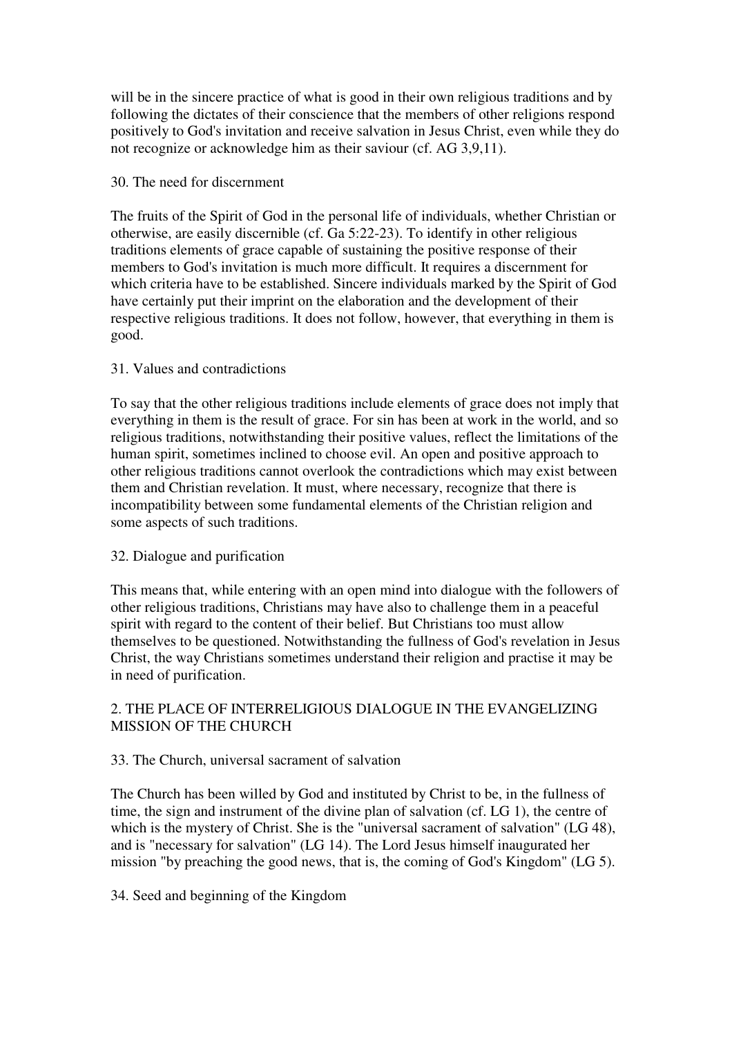will be in the sincere practice of what is good in their own religious traditions and by following the dictates of their conscience that the members of other religions respond positively to God's invitation and receive salvation in Jesus Christ, even while they do not recognize or acknowledge him as their saviour (cf. AG 3,9,11).

### 30. The need for discernment

The fruits of the Spirit of God in the personal life of individuals, whether Christian or otherwise, are easily discernible (cf. Ga 5:22-23). To identify in other religious traditions elements of grace capable of sustaining the positive response of their members to God's invitation is much more difficult. It requires a discernment for which criteria have to be established. Sincere individuals marked by the Spirit of God have certainly put their imprint on the elaboration and the development of their respective religious traditions. It does not follow, however, that everything in them is good.

### 31. Values and contradictions

To say that the other religious traditions include elements of grace does not imply that everything in them is the result of grace. For sin has been at work in the world, and so religious traditions, notwithstanding their positive values, reflect the limitations of the human spirit, sometimes inclined to choose evil. An open and positive approach to other religious traditions cannot overlook the contradictions which may exist between them and Christian revelation. It must, where necessary, recognize that there is incompatibility between some fundamental elements of the Christian religion and some aspects of such traditions.

### 32. Dialogue and purification

This means that, while entering with an open mind into dialogue with the followers of other religious traditions, Christians may have also to challenge them in a peaceful spirit with regard to the content of their belief. But Christians too must allow themselves to be questioned. Notwithstanding the fullness of God's revelation in Jesus Christ, the way Christians sometimes understand their religion and practise it may be in need of purification.

## 2. THE PLACE OF INTERRELIGIOUS DIALOGUE IN THE EVANGELIZING MISSION OF THE CHURCH

### 33. The Church, universal sacrament of salvation

The Church has been willed by God and instituted by Christ to be, in the fullness of time, the sign and instrument of the divine plan of salvation (cf. LG 1), the centre of which is the mystery of Christ. She is the "universal sacrament of salvation" (LG 48), and is "necessary for salvation" (LG 14). The Lord Jesus himself inaugurated her mission "by preaching the good news, that is, the coming of God's Kingdom" (LG 5).

### 34. Seed and beginning of the Kingdom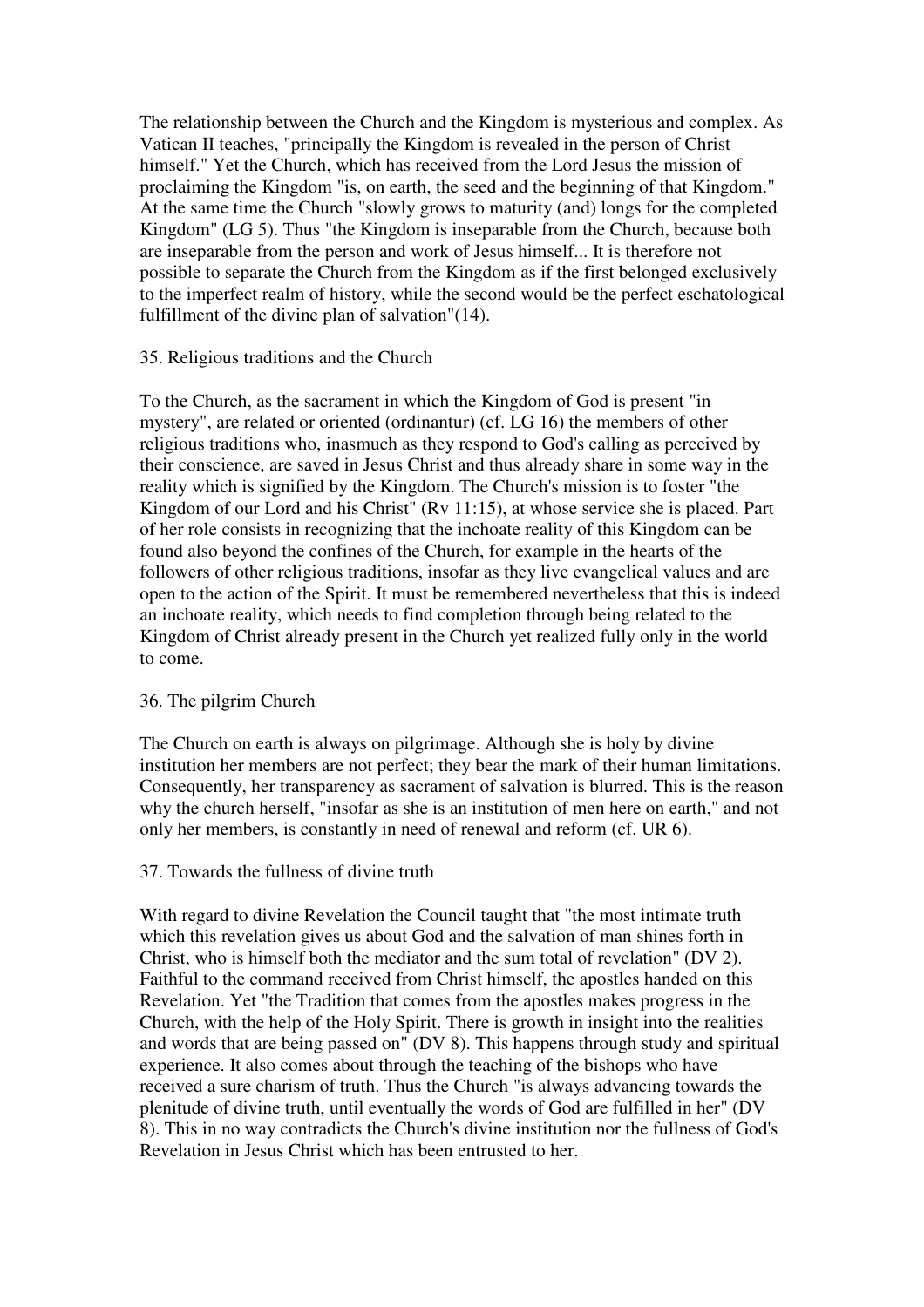The relationship between the Church and the Kingdom is mysterious and complex. As Vatican II teaches, "principally the Kingdom is revealed in the person of Christ himself." Yet the Church, which has received from the Lord Jesus the mission of proclaiming the Kingdom "is, on earth, the seed and the beginning of that Kingdom." At the same time the Church "slowly grows to maturity (and) longs for the completed Kingdom" (LG 5). Thus "the Kingdom is inseparable from the Church, because both are inseparable from the person and work of Jesus himself... It is therefore not possible to separate the Church from the Kingdom as if the first belonged exclusively to the imperfect realm of history, while the second would be the perfect eschatological fulfillment of the divine plan of salvation"(14).

### 35. Religious traditions and the Church

To the Church, as the sacrament in which the Kingdom of God is present "in mystery", are related or oriented (ordinantur) (cf. LG 16) the members of other religious traditions who, inasmuch as they respond to God's calling as perceived by their conscience, are saved in Jesus Christ and thus already share in some way in the reality which is signified by the Kingdom. The Church's mission is to foster "the Kingdom of our Lord and his Christ" (Rv 11:15), at whose service she is placed. Part of her role consists in recognizing that the inchoate reality of this Kingdom can be found also beyond the confines of the Church, for example in the hearts of the followers of other religious traditions, insofar as they live evangelical values and are open to the action of the Spirit. It must be remembered nevertheless that this is indeed an inchoate reality, which needs to find completion through being related to the Kingdom of Christ already present in the Church yet realized fully only in the world to come.

### 36. The pilgrim Church

The Church on earth is always on pilgrimage. Although she is holy by divine institution her members are not perfect; they bear the mark of their human limitations. Consequently, her transparency as sacrament of salvation is blurred. This is the reason why the church herself, "insofar as she is an institution of men here on earth," and not only her members, is constantly in need of renewal and reform (cf. UR 6).

### 37. Towards the fullness of divine truth

With regard to divine Revelation the Council taught that "the most intimate truth which this revelation gives us about God and the salvation of man shines forth in Christ, who is himself both the mediator and the sum total of revelation" (DV 2). Faithful to the command received from Christ himself, the apostles handed on this Revelation. Yet "the Tradition that comes from the apostles makes progress in the Church, with the help of the Holy Spirit. There is growth in insight into the realities and words that are being passed on" (DV 8). This happens through study and spiritual experience. It also comes about through the teaching of the bishops who have received a sure charism of truth. Thus the Church "is always advancing towards the plenitude of divine truth, until eventually the words of God are fulfilled in her" (DV 8). This in no way contradicts the Church's divine institution nor the fullness of God's Revelation in Jesus Christ which has been entrusted to her.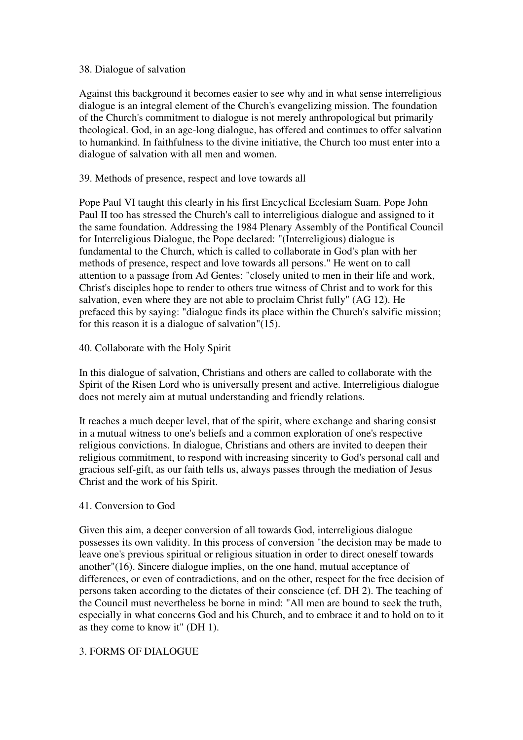### 38. Dialogue of salvation

Against this background it becomes easier to see why and in what sense interreligious dialogue is an integral element of the Church's evangelizing mission. The foundation of the Church's commitment to dialogue is not merely anthropological but primarily theological. God, in an age-long dialogue, has offered and continues to offer salvation to humankind. In faithfulness to the divine initiative, the Church too must enter into a dialogue of salvation with all men and women.

### 39. Methods of presence, respect and love towards all

Pope Paul VI taught this clearly in his first Encyclical Ecclesiam Suam. Pope John Paul II too has stressed the Church's call to interreligious dialogue and assigned to it the same foundation. Addressing the 1984 Plenary Assembly of the Pontifical Council for Interreligious Dialogue, the Pope declared: "(Interreligious) dialogue is fundamental to the Church, which is called to collaborate in God's plan with her methods of presence, respect and love towards all persons." He went on to call attention to a passage from Ad Gentes: "closely united to men in their life and work, Christ's disciples hope to render to others true witness of Christ and to work for this salvation, even where they are not able to proclaim Christ fully" (AG 12). He prefaced this by saying: "dialogue finds its place within the Church's salvific mission; for this reason it is a dialogue of salvation"(15).

### 40. Collaborate with the Holy Spirit

In this dialogue of salvation, Christians and others are called to collaborate with the Spirit of the Risen Lord who is universally present and active. Interreligious dialogue does not merely aim at mutual understanding and friendly relations.

It reaches a much deeper level, that of the spirit, where exchange and sharing consist in a mutual witness to one's beliefs and a common exploration of one's respective religious convictions. In dialogue, Christians and others are invited to deepen their religious commitment, to respond with increasing sincerity to God's personal call and gracious self-gift, as our faith tells us, always passes through the mediation of Jesus Christ and the work of his Spirit.

### 41. Conversion to God

Given this aim, a deeper conversion of all towards God, interreligious dialogue possesses its own validity. In this process of conversion "the decision may be made to leave one's previous spiritual or religious situation in order to direct oneself towards another"(16). Sincere dialogue implies, on the one hand, mutual acceptance of differences, or even of contradictions, and on the other, respect for the free decision of persons taken according to the dictates of their conscience (cf. DH 2). The teaching of the Council must nevertheless be borne in mind: "All men are bound to seek the truth, especially in what concerns God and his Church, and to embrace it and to hold on to it as they come to know it" (DH 1).

## 3. FORMS OF DIALOGUE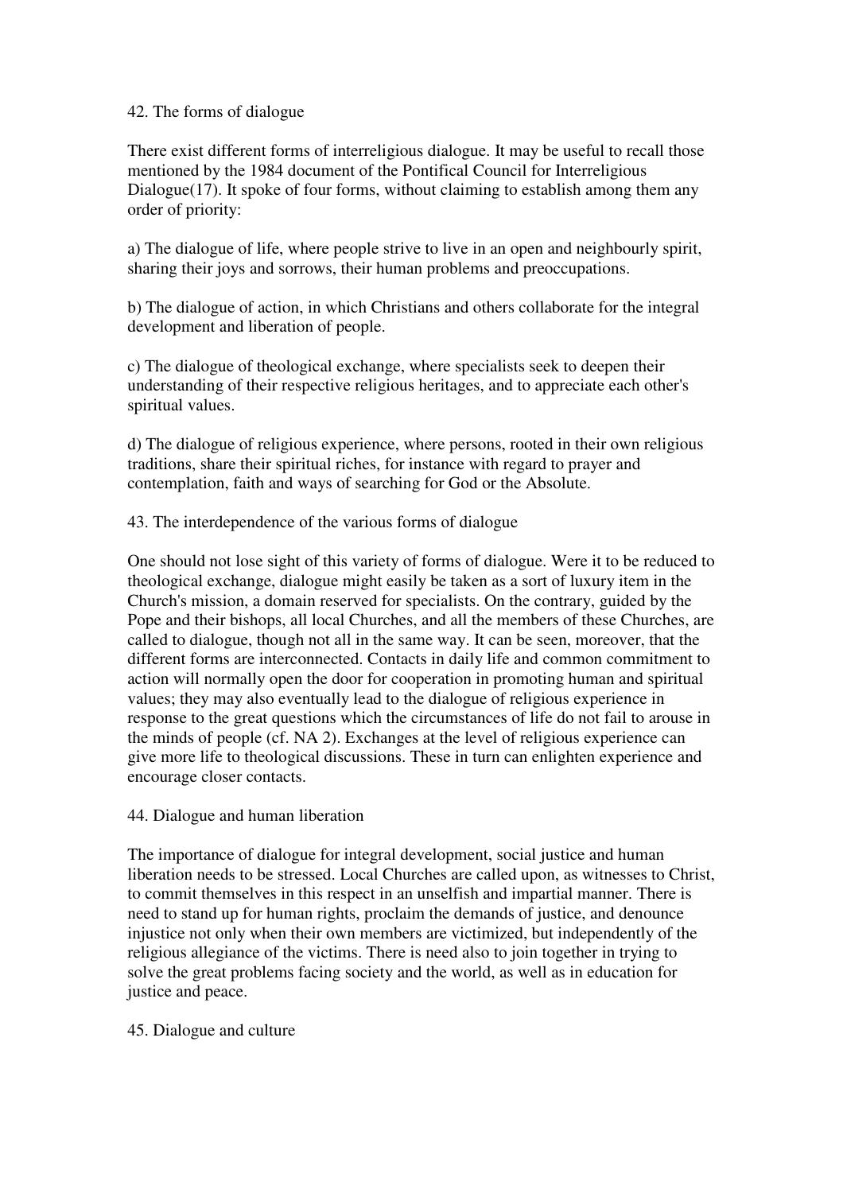## 42. The forms of dialogue

There exist different forms of interreligious dialogue. It may be useful to recall those mentioned by the 1984 document of the Pontifical Council for Interreligious Dialogue(17). It spoke of four forms, without claiming to establish among them any order of priority:

a) The dialogue of life, where people strive to live in an open and neighbourly spirit, sharing their joys and sorrows, their human problems and preoccupations.

b) The dialogue of action, in which Christians and others collaborate for the integral development and liberation of people.

c) The dialogue of theological exchange, where specialists seek to deepen their understanding of their respective religious heritages, and to appreciate each other's spiritual values.

d) The dialogue of religious experience, where persons, rooted in their own religious traditions, share their spiritual riches, for instance with regard to prayer and contemplation, faith and ways of searching for God or the Absolute.

## 43. The interdependence of the various forms of dialogue

One should not lose sight of this variety of forms of dialogue. Were it to be reduced to theological exchange, dialogue might easily be taken as a sort of luxury item in the Church's mission, a domain reserved for specialists. On the contrary, guided by the Pope and their bishops, all local Churches, and all the members of these Churches, are called to dialogue, though not all in the same way. It can be seen, moreover, that the different forms are interconnected. Contacts in daily life and common commitment to action will normally open the door for cooperation in promoting human and spiritual values; they may also eventually lead to the dialogue of religious experience in response to the great questions which the circumstances of life do not fail to arouse in the minds of people (cf. NA 2). Exchanges at the level of religious experience can give more life to theological discussions. These in turn can enlighten experience and encourage closer contacts.

## 44. Dialogue and human liberation

The importance of dialogue for integral development, social justice and human liberation needs to be stressed. Local Churches are called upon, as witnesses to Christ, to commit themselves in this respect in an unselfish and impartial manner. There is need to stand up for human rights, proclaim the demands of justice, and denounce injustice not only when their own members are victimized, but independently of the religious allegiance of the victims. There is need also to join together in trying to solve the great problems facing society and the world, as well as in education for justice and peace.

## 45. Dialogue and culture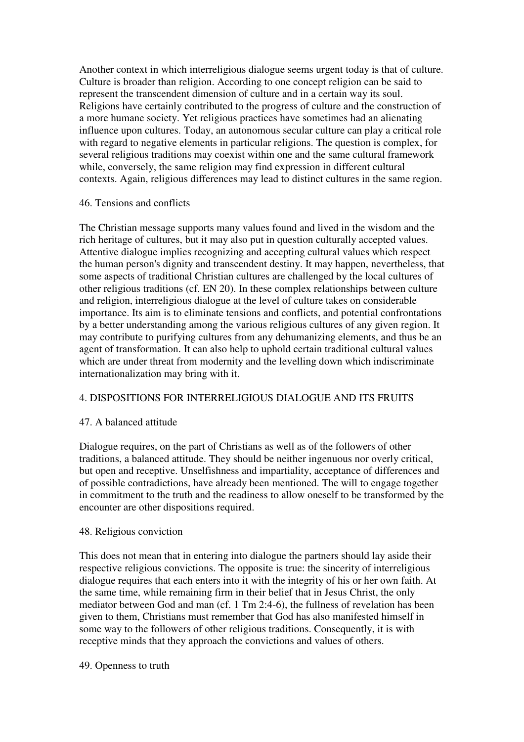Another context in which interreligious dialogue seems urgent today is that of culture. Culture is broader than religion. According to one concept religion can be said to represent the transcendent dimension of culture and in a certain way its soul. Religions have certainly contributed to the progress of culture and the construction of a more humane society. Yet religious practices have sometimes had an alienating influence upon cultures. Today, an autonomous secular culture can play a critical role with regard to negative elements in particular religions. The question is complex, for several religious traditions may coexist within one and the same cultural framework while, conversely, the same religion may find expression in different cultural contexts. Again, religious differences may lead to distinct cultures in the same region.

### 46. Tensions and conflicts

The Christian message supports many values found and lived in the wisdom and the rich heritage of cultures, but it may also put in question culturally accepted values. Attentive dialogue implies recognizing and accepting cultural values which respect the human person's dignity and transcendent destiny. It may happen, nevertheless, that some aspects of traditional Christian cultures are challenged by the local cultures of other religious traditions (cf. EN 20). In these complex relationships between culture and religion, interreligious dialogue at the level of culture takes on considerable importance. Its aim is to eliminate tensions and conflicts, and potential confrontations by a better understanding among the various religious cultures of any given region. It may contribute to purifying cultures from any dehumanizing elements, and thus be an agent of transformation. It can also help to uphold certain traditional cultural values which are under threat from modernity and the levelling down which indiscriminate internationalization may bring with it.

## 4. DISPOSITIONS FOR INTERRELIGIOUS DIALOGUE AND ITS FRUITS

### 47. A balanced attitude

Dialogue requires, on the part of Christians as well as of the followers of other traditions, a balanced attitude. They should be neither ingenuous nor overly critical, but open and receptive. Unselfishness and impartiality, acceptance of differences and of possible contradictions, have already been mentioned. The will to engage together in commitment to the truth and the readiness to allow oneself to be transformed by the encounter are other dispositions required.

### 48. Religious conviction

This does not mean that in entering into dialogue the partners should lay aside their respective religious convictions. The opposite is true: the sincerity of interreligious dialogue requires that each enters into it with the integrity of his or her own faith. At the same time, while remaining firm in their belief that in Jesus Christ, the only mediator between God and man (cf. 1 Tm 2:4-6), the fullness of revelation has been given to them, Christians must remember that God has also manifested himself in some way to the followers of other religious traditions. Consequently, it is with receptive minds that they approach the convictions and values of others.

### 49. Openness to truth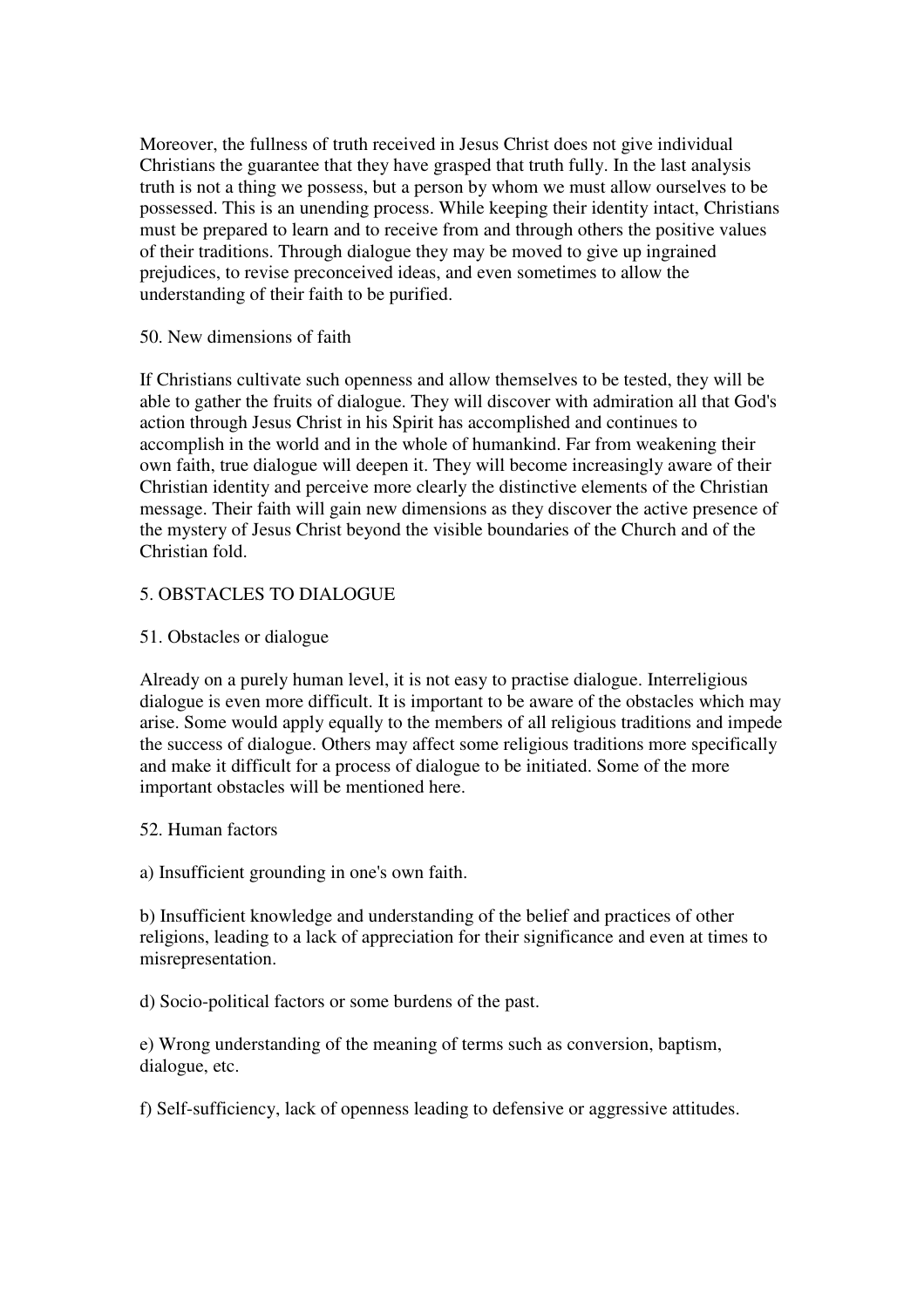Moreover, the fullness of truth received in Jesus Christ does not give individual Christians the guarantee that they have grasped that truth fully. In the last analysis truth is not a thing we possess, but a person by whom we must allow ourselves to be possessed. This is an unending process. While keeping their identity intact, Christians must be prepared to learn and to receive from and through others the positive values of their traditions. Through dialogue they may be moved to give up ingrained prejudices, to revise preconceived ideas, and even sometimes to allow the understanding of their faith to be purified.

### 50. New dimensions of faith

If Christians cultivate such openness and allow themselves to be tested, they will be able to gather the fruits of dialogue. They will discover with admiration all that God's action through Jesus Christ in his Spirit has accomplished and continues to accomplish in the world and in the whole of humankind. Far from weakening their own faith, true dialogue will deepen it. They will become increasingly aware of their Christian identity and perceive more clearly the distinctive elements of the Christian message. Their faith will gain new dimensions as they discover the active presence of the mystery of Jesus Christ beyond the visible boundaries of the Church and of the Christian fold.

## 5. OBSTACLES TO DIALOGUE

### 51. Obstacles or dialogue

Already on a purely human level, it is not easy to practise dialogue. Interreligious dialogue is even more difficult. It is important to be aware of the obstacles which may arise. Some would apply equally to the members of all religious traditions and impede the success of dialogue. Others may affect some religious traditions more specifically and make it difficult for a process of dialogue to be initiated. Some of the more important obstacles will be mentioned here.

### 52. Human factors

a) Insufficient grounding in one's own faith.

b) Insufficient knowledge and understanding of the belief and practices of other religions, leading to a lack of appreciation for their significance and even at times to misrepresentation.

d) Socio-political factors or some burdens of the past.

e) Wrong understanding of the meaning of terms such as conversion, baptism, dialogue, etc.

f) Self-sufficiency, lack of openness leading to defensive or aggressive attitudes.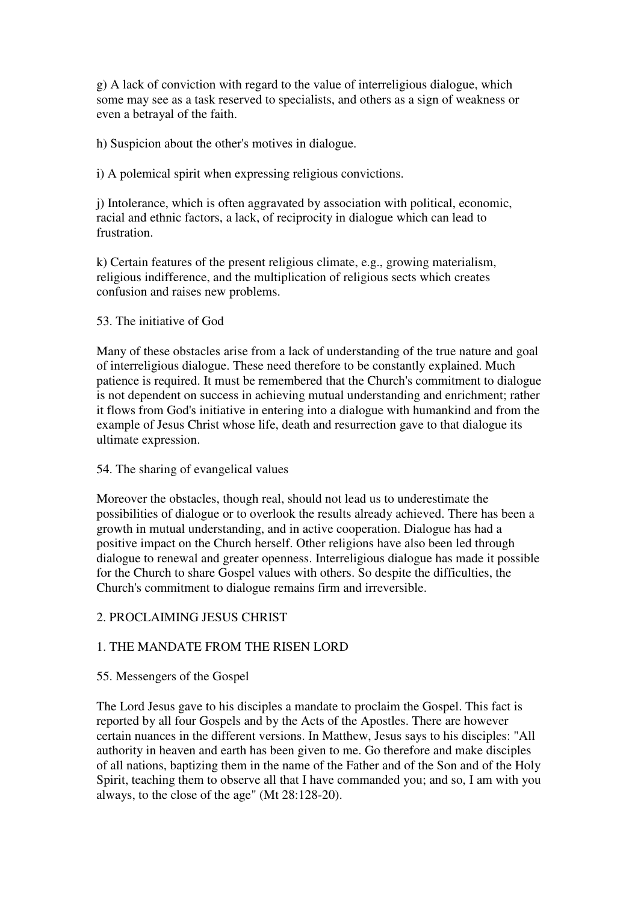g) A lack of conviction with regard to the value of interreligious dialogue, which some may see as a task reserved to specialists, and others as a sign of weakness or even a betrayal of the faith.

h) Suspicion about the other's motives in dialogue.

i) A polemical spirit when expressing religious convictions.

j) Intolerance, which is often aggravated by association with political, economic, racial and ethnic factors, a lack, of reciprocity in dialogue which can lead to frustration.

k) Certain features of the present religious climate, e.g., growing materialism, religious indifference, and the multiplication of religious sects which creates confusion and raises new problems.

### 53. The initiative of God

Many of these obstacles arise from a lack of understanding of the true nature and goal of interreligious dialogue. These need therefore to be constantly explained. Much patience is required. It must be remembered that the Church's commitment to dialogue is not dependent on success in achieving mutual understanding and enrichment; rather it flows from God's initiative in entering into a dialogue with humankind and from the example of Jesus Christ whose life, death and resurrection gave to that dialogue its ultimate expression.

### 54. The sharing of evangelical values

Moreover the obstacles, though real, should not lead us to underestimate the possibilities of dialogue or to overlook the results already achieved. There has been a growth in mutual understanding, and in active cooperation. Dialogue has had a positive impact on the Church herself. Other religions have also been led through dialogue to renewal and greater openness. Interreligious dialogue has made it possible for the Church to share Gospel values with others. So despite the difficulties, the Church's commitment to dialogue remains firm and irreversible.

## 2. PROCLAIMING JESUS CHRIST

## 1. THE MANDATE FROM THE RISEN LORD

### 55. Messengers of the Gospel

The Lord Jesus gave to his disciples a mandate to proclaim the Gospel. This fact is reported by all four Gospels and by the Acts of the Apostles. There are however certain nuances in the different versions. In Matthew, Jesus says to his disciples: "All authority in heaven and earth has been given to me. Go therefore and make disciples of all nations, baptizing them in the name of the Father and of the Son and of the Holy Spirit, teaching them to observe all that I have commanded you; and so, I am with you always, to the close of the age" (Mt 28:128-20).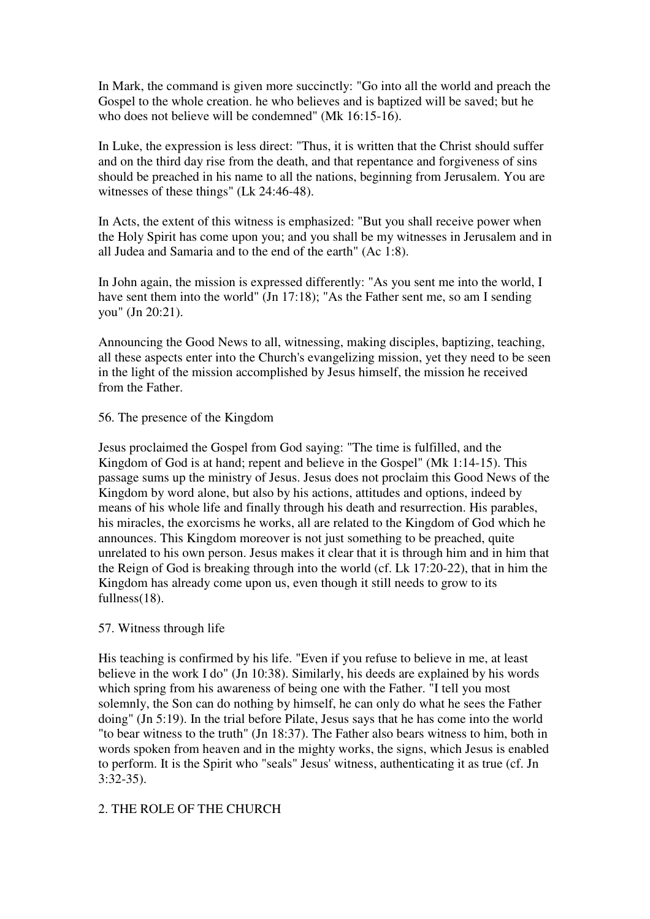In Mark, the command is given more succinctly: "Go into all the world and preach the Gospel to the whole creation. he who believes and is baptized will be saved; but he who does not believe will be condemned" (Mk 16:15-16).

In Luke, the expression is less direct: "Thus, it is written that the Christ should suffer and on the third day rise from the death, and that repentance and forgiveness of sins should be preached in his name to all the nations, beginning from Jerusalem. You are witnesses of these things" (Lk 24:46-48).

In Acts, the extent of this witness is emphasized: "But you shall receive power when the Holy Spirit has come upon you; and you shall be my witnesses in Jerusalem and in all Judea and Samaria and to the end of the earth" (Ac 1:8).

In John again, the mission is expressed differently: "As you sent me into the world, I have sent them into the world" (Jn 17:18); "As the Father sent me, so am I sending you" (Jn 20:21).

Announcing the Good News to all, witnessing, making disciples, baptizing, teaching, all these aspects enter into the Church's evangelizing mission, yet they need to be seen in the light of the mission accomplished by Jesus himself, the mission he received from the Father.

56. The presence of the Kingdom

Jesus proclaimed the Gospel from God saying: "The time is fulfilled, and the Kingdom of God is at hand; repent and believe in the Gospel" (Mk 1:14-15). This passage sums up the ministry of Jesus. Jesus does not proclaim this Good News of the Kingdom by word alone, but also by his actions, attitudes and options, indeed by means of his whole life and finally through his death and resurrection. His parables, his miracles, the exorcisms he works, all are related to the Kingdom of God which he announces. This Kingdom moreover is not just something to be preached, quite unrelated to his own person. Jesus makes it clear that it is through him and in him that the Reign of God is breaking through into the world (cf. Lk 17:20-22), that in him the Kingdom has already come upon us, even though it still needs to grow to its fullness(18).

57. Witness through life

His teaching is confirmed by his life. "Even if you refuse to believe in me, at least believe in the work I do" (Jn 10:38). Similarly, his deeds are explained by his words which spring from his awareness of being one with the Father. "I tell you most solemnly, the Son can do nothing by himself, he can only do what he sees the Father doing" (Jn 5:19). In the trial before Pilate, Jesus says that he has come into the world "to bear witness to the truth" (Jn 18:37). The Father also bears witness to him, both in words spoken from heaven and in the mighty works, the signs, which Jesus is enabled to perform. It is the Spirit who "seals" Jesus' witness, authenticating it as true (cf. Jn 3:32-35).

2. THE ROLE OF THE CHURCH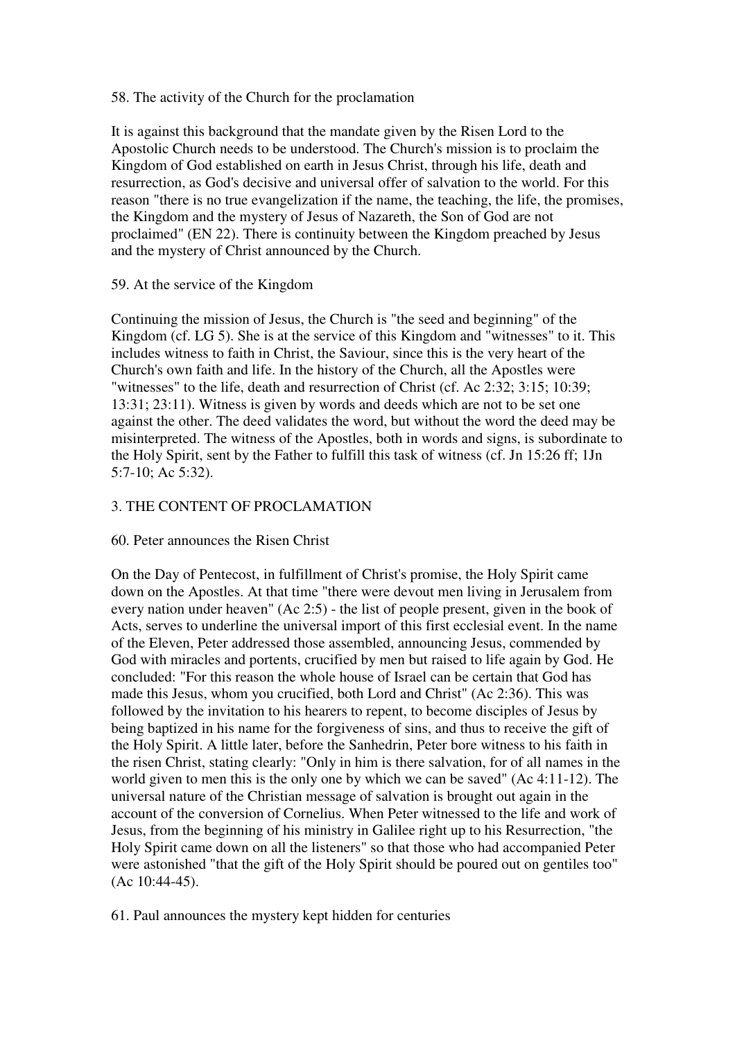### 58. The activity of the Church for the proclamation

It is against this background that the mandate given by the Risen Lord to the Apostolic Church needs to be understood. The Church's mission is to proclaim the Kingdom of God established on earth in Jesus Christ, through his life, death and resurrection, as God's decisive and universal offer of salvation to the world. For this reason "there is no true evangelization if the name, the teaching, the life, the promises, the Kingdom and the mystery of Jesus of Nazareth, the Son of God are not proclaimed" (EN 22). There is continuity between the Kingdom preached by Jesus and the mystery of Christ announced by the Church.

### 59. At the service of the Kingdom

Continuing the mission of Jesus, the Church is "the seed and beginning" of the Kingdom (cf. LG 5). She is at the service of this Kingdom and "witnesses" to it. This includes witness to faith in Christ, the Saviour, since this is the very heart of the Church's own faith and life. In the history of the Church, all the Apostles were "witnesses" to the life, death and resurrection of Christ (cf. Ac 2:32; 3:15; 10:39; 13:31; 23:11). Witness is given by words and deeds which are not to be set one against the other. The deed validates the word, but without the word the deed may be misinterpreted. The witness of the Apostles, both in words and signs, is subordinate to the Holy Spirit, sent by the Father to fulfill this task of witness (cf. Jn 15:26 ff; 1Jn 5:7-10; Ac 5:32).

## 3. THE CONTENT OF PROCLAMATION

### 60. Peter announces the Risen Christ

On the Day of Pentecost, in fulfillment of Christ's promise, the Holy Spirit came down on the Apostles. At that time "there were devout men living in Jerusalem from every nation under heaven" (Ac 2:5) - the list of people present, given in the book of Acts, serves to underline the universal import of this first ecclesial event. In the name of the Eleven, Peter addressed those assembled, announcing Jesus, commended by God with miracles and portents, crucified by men but raised to life again by God. He concluded: "For this reason the whole house of Israel can be certain that God has made this Jesus, whom you crucified, both Lord and Christ" (Ac 2:36). This was followed by the invitation to his hearers to repent, to become disciples of Jesus by being baptized in his name for the forgiveness of sins, and thus to receive the gift of the Holy Spirit. A little later, before the Sanhedrin, Peter bore witness to his faith in the risen Christ, stating clearly: "Only in him is there salvation, for of all names in the world given to men this is the only one by which we can be saved" (Ac 4:11-12). The universal nature of the Christian message of salvation is brought out again in the account of the conversion of Cornelius. When Peter witnessed to the life and work of Jesus, from the beginning of his ministry in Galilee right up to his Resurrection, "the Holy Spirit came down on all the listeners" so that those who had accompanied Peter were astonished "that the gift of the Holy Spirit should be poured out on gentiles too" (Ac 10:44-45).

### 61. Paul announces the mystery kept hidden for centuries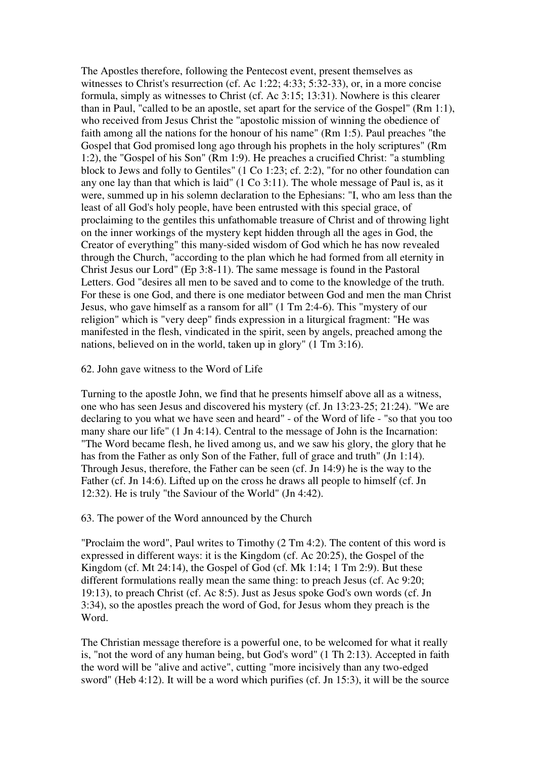The Apostles therefore, following the Pentecost event, present themselves as witnesses to Christ's resurrection (cf. Ac 1:22; 4:33; 5:32-33), or, in a more concise formula, simply as witnesses to Christ (cf. Ac 3:15; 13:31). Nowhere is this clearer than in Paul, "called to be an apostle, set apart for the service of the Gospel" (Rm 1:1), who received from Jesus Christ the "apostolic mission of winning the obedience of faith among all the nations for the honour of his name" (Rm 1:5). Paul preaches "the Gospel that God promised long ago through his prophets in the holy scriptures" (Rm 1:2), the "Gospel of his Son" (Rm 1:9). He preaches a crucified Christ: "a stumbling block to Jews and folly to Gentiles" (1 Co 1:23; cf. 2:2), "for no other foundation can any one lay than that which is laid" (1 Co 3:11). The whole message of Paul is, as it were, summed up in his solemn declaration to the Ephesians: "I, who am less than the least of all God's holy people, have been entrusted with this special grace, of proclaiming to the gentiles this unfathomable treasure of Christ and of throwing light on the inner workings of the mystery kept hidden through all the ages in God, the Creator of everything" this many-sided wisdom of God which he has now revealed through the Church, "according to the plan which he had formed from all eternity in Christ Jesus our Lord" (Ep 3:8-11). The same message is found in the Pastoral Letters. God "desires all men to be saved and to come to the knowledge of the truth. For these is one God, and there is one mediator between God and men the man Christ Jesus, who gave himself as a ransom for all" (1 Tm 2:4-6). This "mystery of our religion" which is "very deep" finds expression in a liturgical fragment: "He was manifested in the flesh, vindicated in the spirit, seen by angels, preached among the nations, believed on in the world, taken up in glory" (1 Tm 3:16).

62. John gave witness to the Word of Life

Turning to the apostle John, we find that he presents himself above all as a witness, one who has seen Jesus and discovered his mystery (cf. Jn 13:23-25; 21:24). "We are declaring to you what we have seen and heard" - of the Word of life - "so that you too many share our life" (1 Jn 4:14). Central to the message of John is the Incarnation: "The Word became flesh, he lived among us, and we saw his glory, the glory that he has from the Father as only Son of the Father, full of grace and truth" (Jn 1:14). Through Jesus, therefore, the Father can be seen (cf. Jn 14:9) he is the way to the Father (cf. Jn 14:6). Lifted up on the cross he draws all people to himself (cf. Jn 12:32). He is truly "the Saviour of the World" (Jn 4:42).

63. The power of the Word announced by the Church

"Proclaim the word", Paul writes to Timothy (2 Tm 4:2). The content of this word is expressed in different ways: it is the Kingdom (cf. Ac 20:25), the Gospel of the Kingdom (cf. Mt 24:14), the Gospel of God (cf. Mk 1:14; 1 Tm 2:9). But these different formulations really mean the same thing: to preach Jesus (cf. Ac 9:20; 19:13), to preach Christ (cf. Ac 8:5). Just as Jesus spoke God's own words (cf. Jn 3:34), so the apostles preach the word of God, for Jesus whom they preach is the Word.

The Christian message therefore is a powerful one, to be welcomed for what it really is, "not the word of any human being, but God's word" (1 Th 2:13). Accepted in faith the word will be "alive and active", cutting "more incisively than any two-edged sword" (Heb 4:12). It will be a word which purifies (cf. Jn 15:3), it will be the source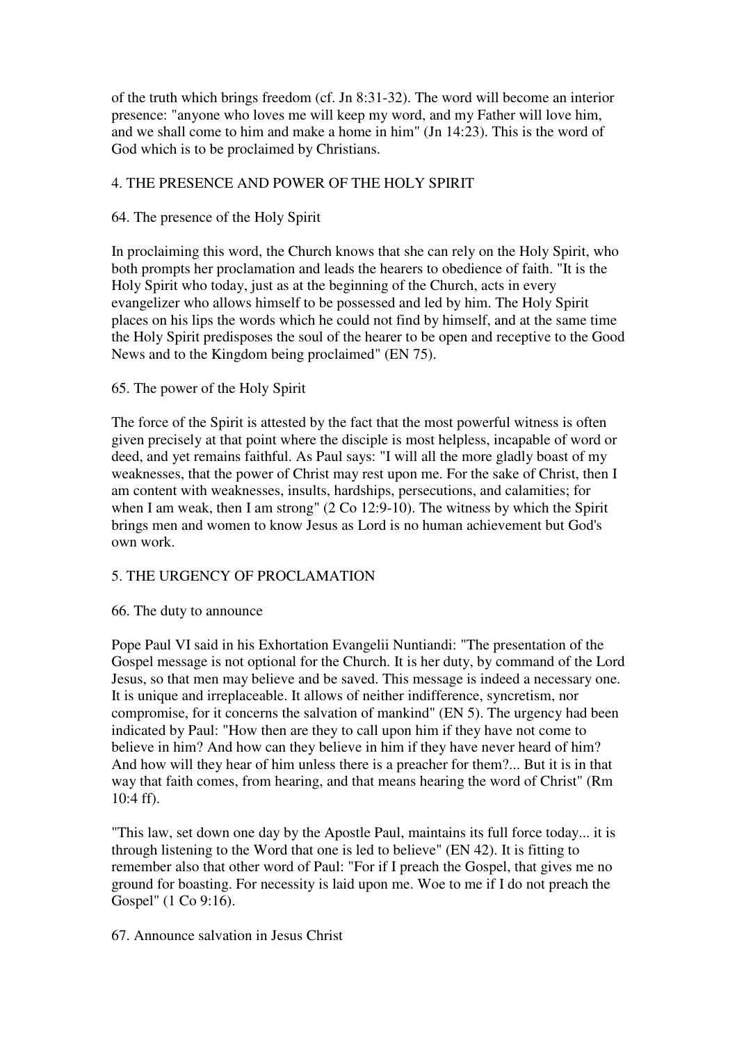of the truth which brings freedom (cf. Jn 8:31-32). The word will become an interior presence: "anyone who loves me will keep my word, and my Father will love him, and we shall come to him and make a home in him" (Jn 14:23). This is the word of God which is to be proclaimed by Christians.

## 4. THE PRESENCE AND POWER OF THE HOLY SPIRIT

### 64. The presence of the Holy Spirit

In proclaiming this word, the Church knows that she can rely on the Holy Spirit, who both prompts her proclamation and leads the hearers to obedience of faith. "It is the Holy Spirit who today, just as at the beginning of the Church, acts in every evangelizer who allows himself to be possessed and led by him. The Holy Spirit places on his lips the words which he could not find by himself, and at the same time the Holy Spirit predisposes the soul of the hearer to be open and receptive to the Good News and to the Kingdom being proclaimed" (EN 75).

### 65. The power of the Holy Spirit

The force of the Spirit is attested by the fact that the most powerful witness is often given precisely at that point where the disciple is most helpless, incapable of word or deed, and yet remains faithful. As Paul says: "I will all the more gladly boast of my weaknesses, that the power of Christ may rest upon me. For the sake of Christ, then I am content with weaknesses, insults, hardships, persecutions, and calamities; for when I am weak, then I am strong" (2 Co 12:9-10). The witness by which the Spirit brings men and women to know Jesus as Lord is no human achievement but God's own work.

## 5. THE URGENCY OF PROCLAMATION

### 66. The duty to announce

Pope Paul VI said in his Exhortation Evangelii Nuntiandi: "The presentation of the Gospel message is not optional for the Church. It is her duty, by command of the Lord Jesus, so that men may believe and be saved. This message is indeed a necessary one. It is unique and irreplaceable. It allows of neither indifference, syncretism, nor compromise, for it concerns the salvation of mankind" (EN 5). The urgency had been indicated by Paul: "How then are they to call upon him if they have not come to believe in him? And how can they believe in him if they have never heard of him? And how will they hear of him unless there is a preacher for them?... But it is in that way that faith comes, from hearing, and that means hearing the word of Christ" (Rm 10:4 ff).

"This law, set down one day by the Apostle Paul, maintains its full force today... it is through listening to the Word that one is led to believe" (EN 42). It is fitting to remember also that other word of Paul: "For if I preach the Gospel, that gives me no ground for boasting. For necessity is laid upon me. Woe to me if I do not preach the Gospel" (1 Co 9:16).

### 67. Announce salvation in Jesus Christ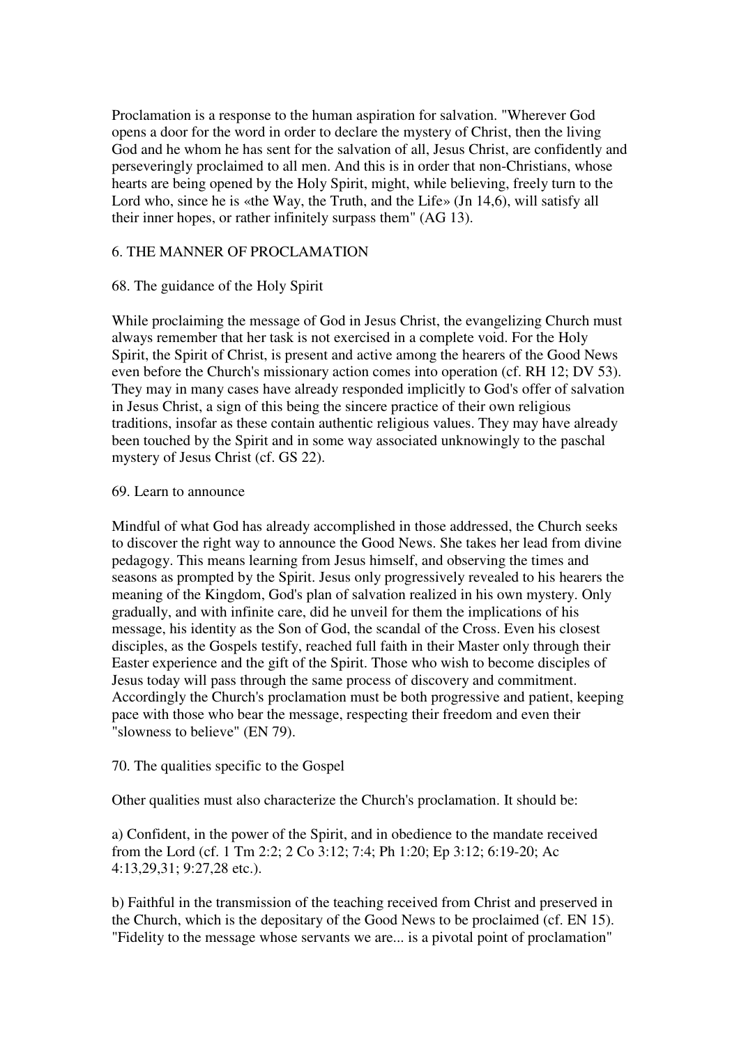Proclamation is a response to the human aspiration for salvation. "Wherever God opens a door for the word in order to declare the mystery of Christ, then the living God and he whom he has sent for the salvation of all, Jesus Christ, are confidently and perseveringly proclaimed to all men. And this is in order that non-Christians, whose hearts are being opened by the Holy Spirit, might, while believing, freely turn to the Lord who, since he is «the Way, the Truth, and the Life» (Jn 14,6), will satisfy all their inner hopes, or rather infinitely surpass them" (AG 13).

## 6. THE MANNER OF PROCLAMATION

### 68. The guidance of the Holy Spirit

While proclaiming the message of God in Jesus Christ, the evangelizing Church must always remember that her task is not exercised in a complete void. For the Holy Spirit, the Spirit of Christ, is present and active among the hearers of the Good News even before the Church's missionary action comes into operation (cf. RH 12; DV 53). They may in many cases have already responded implicitly to God's offer of salvation in Jesus Christ, a sign of this being the sincere practice of their own religious traditions, insofar as these contain authentic religious values. They may have already been touched by the Spirit and in some way associated unknowingly to the paschal mystery of Jesus Christ (cf. GS 22).

### 69. Learn to announce

Mindful of what God has already accomplished in those addressed, the Church seeks to discover the right way to announce the Good News. She takes her lead from divine pedagogy. This means learning from Jesus himself, and observing the times and seasons as prompted by the Spirit. Jesus only progressively revealed to his hearers the meaning of the Kingdom, God's plan of salvation realized in his own mystery. Only gradually, and with infinite care, did he unveil for them the implications of his message, his identity as the Son of God, the scandal of the Cross. Even his closest disciples, as the Gospels testify, reached full faith in their Master only through their Easter experience and the gift of the Spirit. Those who wish to become disciples of Jesus today will pass through the same process of discovery and commitment. Accordingly the Church's proclamation must be both progressive and patient, keeping pace with those who bear the message, respecting their freedom and even their "slowness to believe" (EN 79).

### 70. The qualities specific to the Gospel

Other qualities must also characterize the Church's proclamation. It should be:

a) Confident, in the power of the Spirit, and in obedience to the mandate received from the Lord (cf. 1 Tm 2:2; 2 Co 3:12; 7:4; Ph 1:20; Ep 3:12; 6:19-20; Ac 4:13,29,31; 9:27,28 etc.).

b) Faithful in the transmission of the teaching received from Christ and preserved in the Church, which is the depositary of the Good News to be proclaimed (cf. EN 15). "Fidelity to the message whose servants we are... is a pivotal point of proclamation"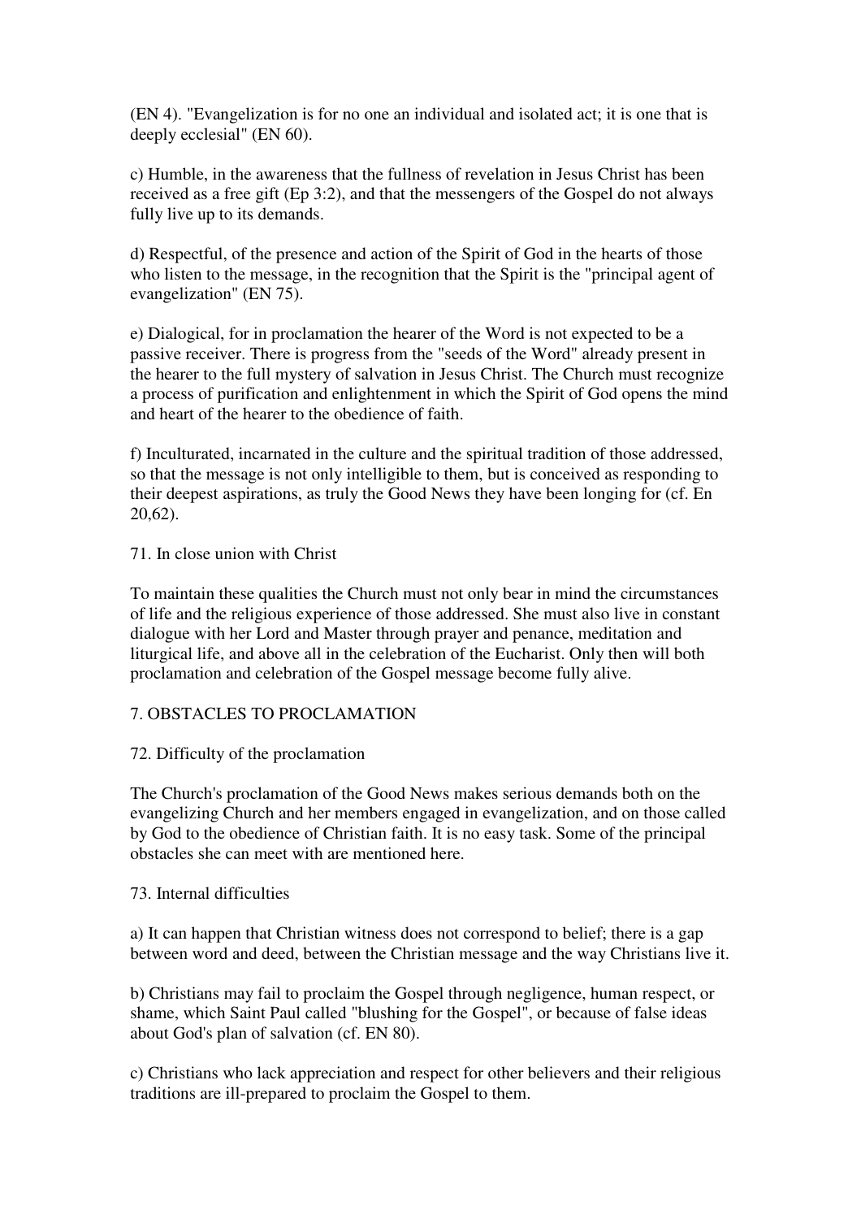(EN 4). "Evangelization is for no one an individual and isolated act; it is one that is deeply ecclesial" (EN 60).

c) Humble, in the awareness that the fullness of revelation in Jesus Christ has been received as a free gift (Ep 3:2), and that the messengers of the Gospel do not always fully live up to its demands.

d) Respectful, of the presence and action of the Spirit of God in the hearts of those who listen to the message, in the recognition that the Spirit is the "principal agent of evangelization" (EN 75).

e) Dialogical, for in proclamation the hearer of the Word is not expected to be a passive receiver. There is progress from the "seeds of the Word" already present in the hearer to the full mystery of salvation in Jesus Christ. The Church must recognize a process of purification and enlightenment in which the Spirit of God opens the mind and heart of the hearer to the obedience of faith.

f) Inculturated, incarnated in the culture and the spiritual tradition of those addressed, so that the message is not only intelligible to them, but is conceived as responding to their deepest aspirations, as truly the Good News they have been longing for (cf. En 20,62).

71. In close union with Christ

To maintain these qualities the Church must not only bear in mind the circumstances of life and the religious experience of those addressed. She must also live in constant dialogue with her Lord and Master through prayer and penance, meditation and liturgical life, and above all in the celebration of the Eucharist. Only then will both proclamation and celebration of the Gospel message become fully alive.

## 7. OBSTACLES TO PROCLAMATION

72. Difficulty of the proclamation

The Church's proclamation of the Good News makes serious demands both on the evangelizing Church and her members engaged in evangelization, and on those called by God to the obedience of Christian faith. It is no easy task. Some of the principal obstacles she can meet with are mentioned here.

73. Internal difficulties

a) It can happen that Christian witness does not correspond to belief; there is a gap between word and deed, between the Christian message and the way Christians live it.

b) Christians may fail to proclaim the Gospel through negligence, human respect, or shame, which Saint Paul called "blushing for the Gospel", or because of false ideas about God's plan of salvation (cf. EN 80).

c) Christians who lack appreciation and respect for other believers and their religious traditions are ill-prepared to proclaim the Gospel to them.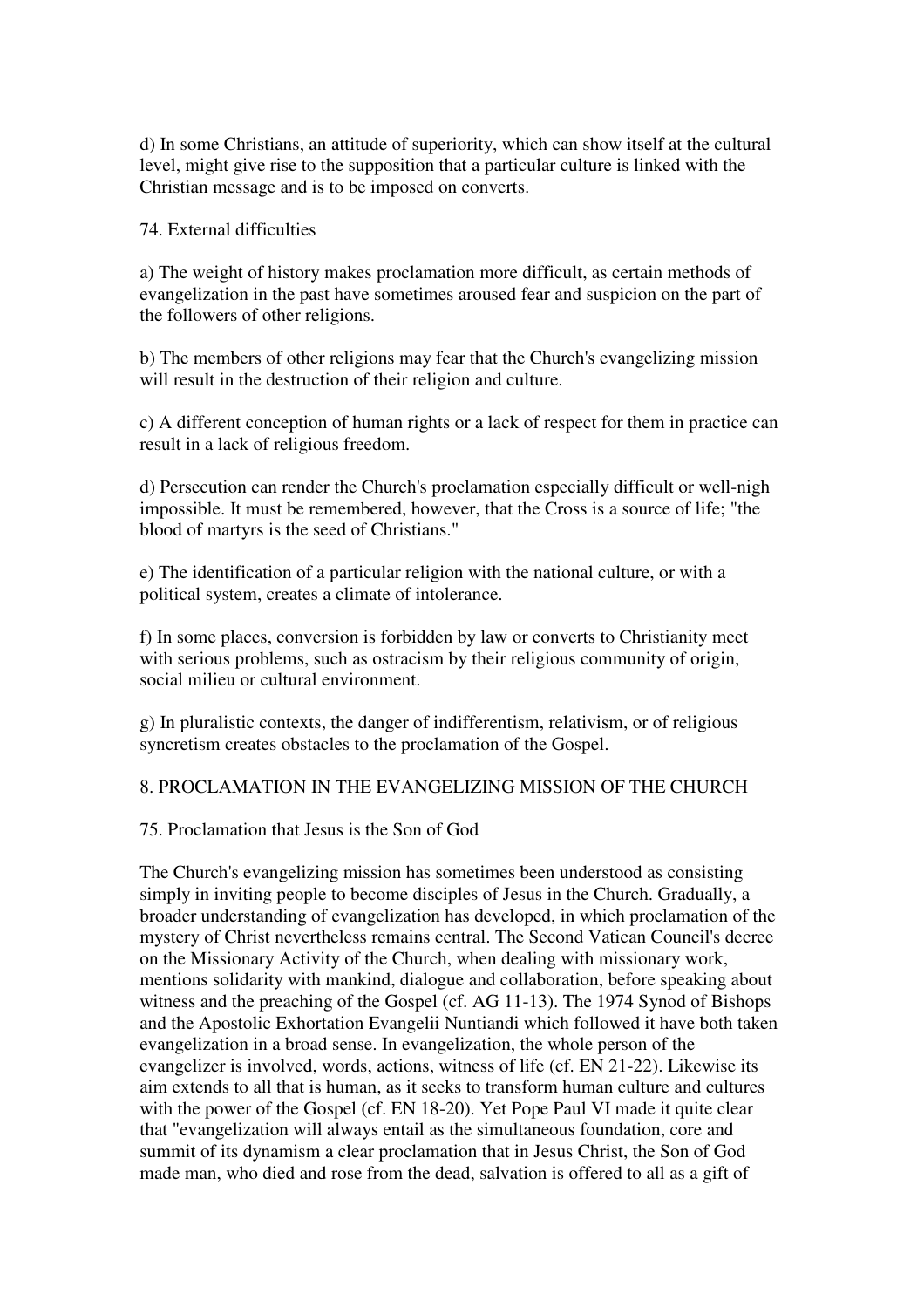d) In some Christians, an attitude of superiority, which can show itself at the cultural level, might give rise to the supposition that a particular culture is linked with the Christian message and is to be imposed on converts.

74. External difficulties

a) The weight of history makes proclamation more difficult, as certain methods of evangelization in the past have sometimes aroused fear and suspicion on the part of the followers of other religions.

b) The members of other religions may fear that the Church's evangelizing mission will result in the destruction of their religion and culture.

c) A different conception of human rights or a lack of respect for them in practice can result in a lack of religious freedom.

d) Persecution can render the Church's proclamation especially difficult or well-nigh impossible. It must be remembered, however, that the Cross is a source of life; "the blood of martyrs is the seed of Christians."

e) The identification of a particular religion with the national culture, or with a political system, creates a climate of intolerance.

f) In some places, conversion is forbidden by law or converts to Christianity meet with serious problems, such as ostracism by their religious community of origin, social milieu or cultural environment.

g) In pluralistic contexts, the danger of indifferentism, relativism, or of religious syncretism creates obstacles to the proclamation of the Gospel.

## 8. PROCLAMATION IN THE EVANGELIZING MISSION OF THE CHURCH

75. Proclamation that Jesus is the Son of God

The Church's evangelizing mission has sometimes been understood as consisting simply in inviting people to become disciples of Jesus in the Church. Gradually, a broader understanding of evangelization has developed, in which proclamation of the mystery of Christ nevertheless remains central. The Second Vatican Council's decree on the Missionary Activity of the Church, when dealing with missionary work, mentions solidarity with mankind, dialogue and collaboration, before speaking about witness and the preaching of the Gospel (cf. AG 11-13). The 1974 Synod of Bishops and the Apostolic Exhortation Evangelii Nuntiandi which followed it have both taken evangelization in a broad sense. In evangelization, the whole person of the evangelizer is involved, words, actions, witness of life (cf. EN 21-22). Likewise its aim extends to all that is human, as it seeks to transform human culture and cultures with the power of the Gospel (cf. EN 18-20). Yet Pope Paul VI made it quite clear that "evangelization will always entail as the simultaneous foundation, core and summit of its dynamism a clear proclamation that in Jesus Christ, the Son of God made man, who died and rose from the dead, salvation is offered to all as a gift of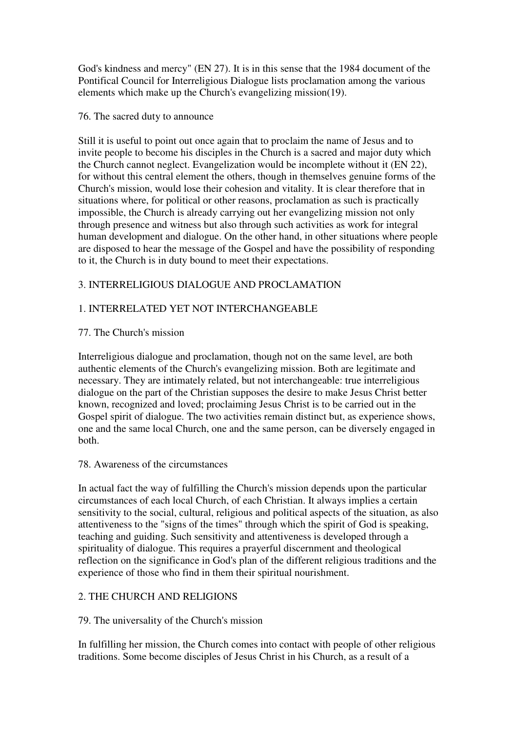God's kindness and mercy" (EN 27). It is in this sense that the 1984 document of the Pontifical Council for Interreligious Dialogue lists proclamation among the various elements which make up the Church's evangelizing mission(19).

### 76. The sacred duty to announce

Still it is useful to point out once again that to proclaim the name of Jesus and to invite people to become his disciples in the Church is a sacred and major duty which the Church cannot neglect. Evangelization would be incomplete without it (EN 22), for without this central element the others, though in themselves genuine forms of the Church's mission, would lose their cohesion and vitality. It is clear therefore that in situations where, for political or other reasons, proclamation as such is practically impossible, the Church is already carrying out her evangelizing mission not only through presence and witness but also through such activities as work for integral human development and dialogue. On the other hand, in other situations where people are disposed to hear the message of the Gospel and have the possibility of responding to it, the Church is in duty bound to meet their expectations.

# 3. INTERRELIGIOUS DIALOGUE AND PROCLAMATION

## 1. INTERRELATED YET NOT INTERCHANGEABLE

### 77. The Church's mission

Interreligious dialogue and proclamation, though not on the same level, are both authentic elements of the Church's evangelizing mission. Both are legitimate and necessary. They are intimately related, but not interchangeable: true interreligious dialogue on the part of the Christian supposes the desire to make Jesus Christ better known, recognized and loved; proclaiming Jesus Christ is to be carried out in the Gospel spirit of dialogue. The two activities remain distinct but, as experience shows, one and the same local Church, one and the same person, can be diversely engaged in both.

### 78. Awareness of the circumstances

In actual fact the way of fulfilling the Church's mission depends upon the particular circumstances of each local Church, of each Christian. It always implies a certain sensitivity to the social, cultural, religious and political aspects of the situation, as also attentiveness to the "signs of the times" through which the spirit of God is speaking, teaching and guiding. Such sensitivity and attentiveness is developed through a spirituality of dialogue. This requires a prayerful discernment and theological reflection on the significance in God's plan of the different religious traditions and the experience of those who find in them their spiritual nourishment.

## 2. THE CHURCH AND RELIGIONS

### 79. The universality of the Church's mission

In fulfilling her mission, the Church comes into contact with people of other religious traditions. Some become disciples of Jesus Christ in his Church, as a result of a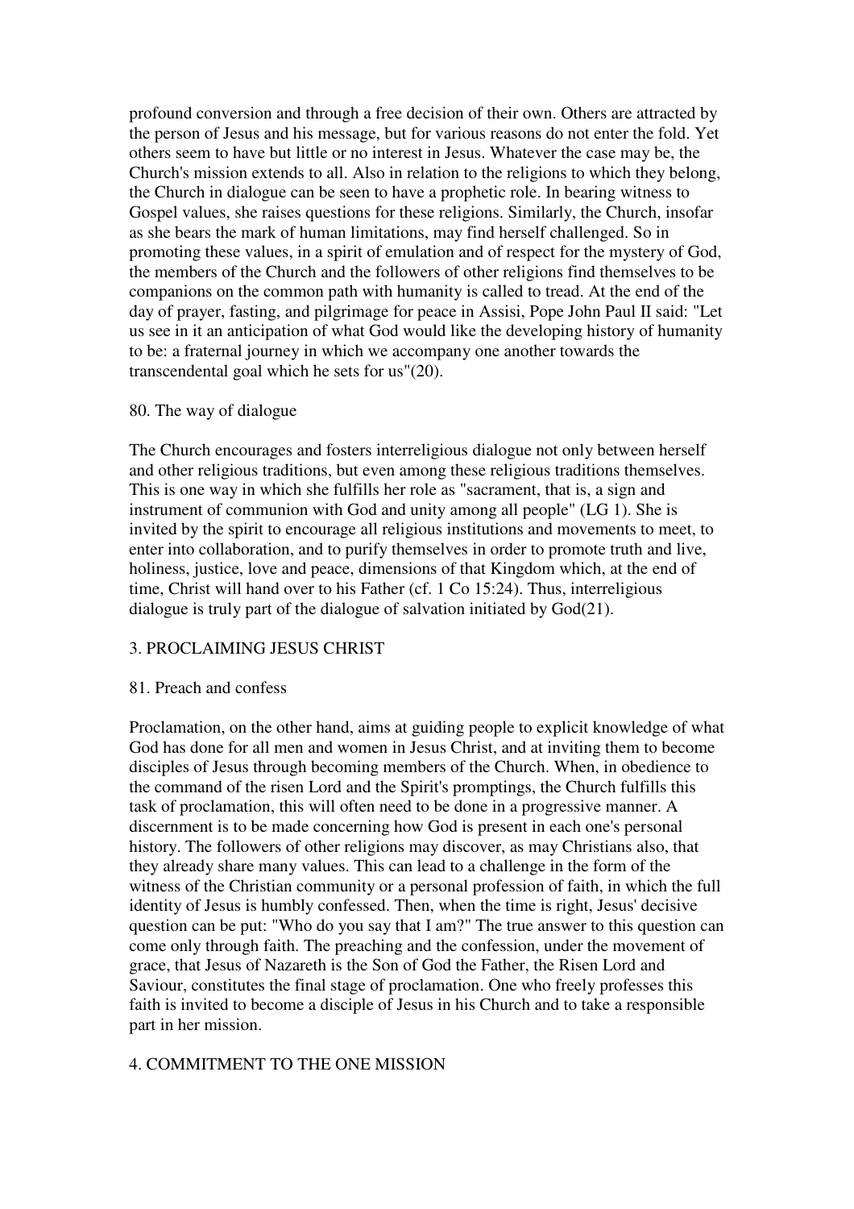profound conversion and through a free decision of their own. Others are attracted by the person of Jesus and his message, but for various reasons do not enter the fold. Yet others seem to have but little or no interest in Jesus. Whatever the case may be, the Church's mission extends to all. Also in relation to the religions to which they belong, the Church in dialogue can be seen to have a prophetic role. In bearing witness to Gospel values, she raises questions for these religions. Similarly, the Church, insofar as she bears the mark of human limitations, may find herself challenged. So in promoting these values, in a spirit of emulation and of respect for the mystery of God, the members of the Church and the followers of other religions find themselves to be companions on the common path with humanity is called to tread. At the end of the day of prayer, fasting, and pilgrimage for peace in Assisi, Pope John Paul II said: "Let us see in it an anticipation of what God would like the developing history of humanity to be: a fraternal journey in which we accompany one another towards the transcendental goal which he sets for us"(20).

### 80. The way of dialogue

The Church encourages and fosters interreligious dialogue not only between herself and other religious traditions, but even among these religious traditions themselves. This is one way in which she fulfills her role as "sacrament, that is, a sign and instrument of communion with God and unity among all people" (LG 1). She is invited by the spirit to encourage all religious institutions and movements to meet, to enter into collaboration, and to purify themselves in order to promote truth and live, holiness, justice, love and peace, dimensions of that Kingdom which, at the end of time, Christ will hand over to his Father (cf. 1 Co 15:24). Thus, interreligious dialogue is truly part of the dialogue of salvation initiated by God(21).

## 3. PROCLAIMING JESUS CHRIST

### 81. Preach and confess

Proclamation, on the other hand, aims at guiding people to explicit knowledge of what God has done for all men and women in Jesus Christ, and at inviting them to become disciples of Jesus through becoming members of the Church. When, in obedience to the command of the risen Lord and the Spirit's promptings, the Church fulfills this task of proclamation, this will often need to be done in a progressive manner. A discernment is to be made concerning how God is present in each one's personal history. The followers of other religions may discover, as may Christians also, that they already share many values. This can lead to a challenge in the form of the witness of the Christian community or a personal profession of faith, in which the full identity of Jesus is humbly confessed. Then, when the time is right, Jesus' decisive question can be put: "Who do you say that I am?" The true answer to this question can come only through faith. The preaching and the confession, under the movement of grace, that Jesus of Nazareth is the Son of God the Father, the Risen Lord and Saviour, constitutes the final stage of proclamation. One who freely professes this faith is invited to become a disciple of Jesus in his Church and to take a responsible part in her mission.

## 4. COMMITMENT TO THE ONE MISSION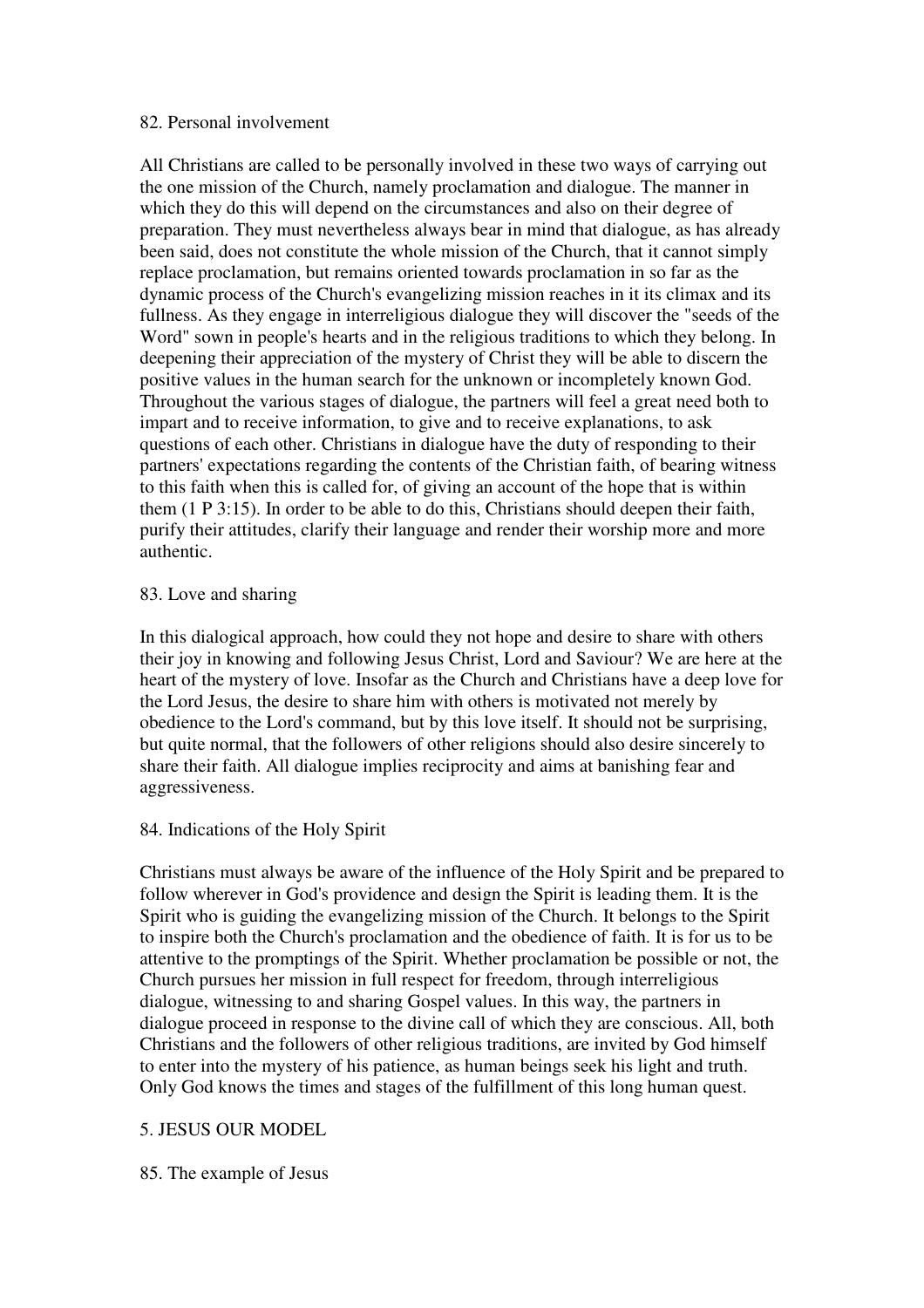### 82. Personal involvement

All Christians are called to be personally involved in these two ways of carrying out the one mission of the Church, namely proclamation and dialogue. The manner in which they do this will depend on the circumstances and also on their degree of preparation. They must nevertheless always bear in mind that dialogue, as has already been said, does not constitute the whole mission of the Church, that it cannot simply replace proclamation, but remains oriented towards proclamation in so far as the dynamic process of the Church's evangelizing mission reaches in it its climax and its fullness. As they engage in interreligious dialogue they will discover the "seeds of the Word" sown in people's hearts and in the religious traditions to which they belong. In deepening their appreciation of the mystery of Christ they will be able to discern the positive values in the human search for the unknown or incompletely known God. Throughout the various stages of dialogue, the partners will feel a great need both to impart and to receive information, to give and to receive explanations, to ask questions of each other. Christians in dialogue have the duty of responding to their partners' expectations regarding the contents of the Christian faith, of bearing witness to this faith when this is called for, of giving an account of the hope that is within them (1 P 3:15). In order to be able to do this, Christians should deepen their faith, purify their attitudes, clarify their language and render their worship more and more authentic.

### 83. Love and sharing

In this dialogical approach, how could they not hope and desire to share with others their joy in knowing and following Jesus Christ, Lord and Saviour? We are here at the heart of the mystery of love. Insofar as the Church and Christians have a deep love for the Lord Jesus, the desire to share him with others is motivated not merely by obedience to the Lord's command, but by this love itself. It should not be surprising, but quite normal, that the followers of other religions should also desire sincerely to share their faith. All dialogue implies reciprocity and aims at banishing fear and aggressiveness.

### 84. Indications of the Holy Spirit

Christians must always be aware of the influence of the Holy Spirit and be prepared to follow wherever in God's providence and design the Spirit is leading them. It is the Spirit who is guiding the evangelizing mission of the Church. It belongs to the Spirit to inspire both the Church's proclamation and the obedience of faith. It is for us to be attentive to the promptings of the Spirit. Whether proclamation be possible or not, the Church pursues her mission in full respect for freedom, through interreligious dialogue, witnessing to and sharing Gospel values. In this way, the partners in dialogue proceed in response to the divine call of which they are conscious. All, both Christians and the followers of other religious traditions, are invited by God himself to enter into the mystery of his patience, as human beings seek his light and truth. Only God knows the times and stages of the fulfillment of this long human quest.

## 5. JESUS OUR MODEL

### 85. The example of Jesus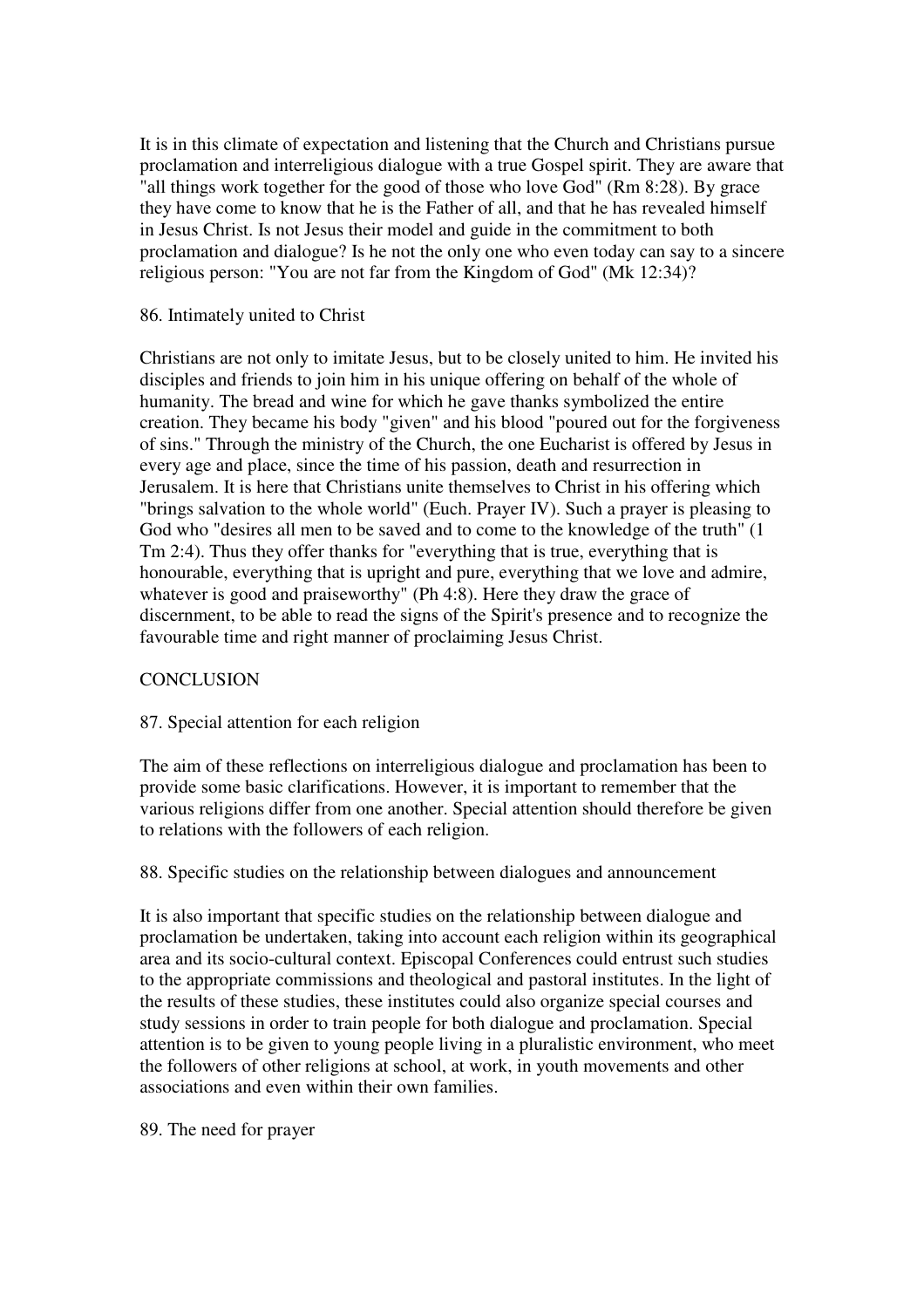It is in this climate of expectation and listening that the Church and Christians pursue proclamation and interreligious dialogue with a true Gospel spirit. They are aware that "all things work together for the good of those who love God" (Rm 8:28). By grace they have come to know that he is the Father of all, and that he has revealed himself in Jesus Christ. Is not Jesus their model and guide in the commitment to both proclamation and dialogue? Is he not the only one who even today can say to a sincere religious person: "You are not far from the Kingdom of God" (Mk 12:34)?

86. Intimately united to Christ

Christians are not only to imitate Jesus, but to be closely united to him. He invited his disciples and friends to join him in his unique offering on behalf of the whole of humanity. The bread and wine for which he gave thanks symbolized the entire creation. They became his body "given" and his blood "poured out for the forgiveness of sins." Through the ministry of the Church, the one Eucharist is offered by Jesus in every age and place, since the time of his passion, death and resurrection in Jerusalem. It is here that Christians unite themselves to Christ in his offering which "brings salvation to the whole world" (Euch. Prayer IV). Such a prayer is pleasing to God who "desires all men to be saved and to come to the knowledge of the truth" (1 Tm 2:4). Thus they offer thanks for "everything that is true, everything that is honourable, everything that is upright and pure, everything that we love and admire, whatever is good and praiseworthy" (Ph 4:8). Here they draw the grace of discernment, to be able to read the signs of the Spirit's presence and to recognize the favourable time and right manner of proclaiming Jesus Christ.

## CONCLUSION

87. Special attention for each religion

The aim of these reflections on interreligious dialogue and proclamation has been to provide some basic clarifications. However, it is important to remember that the various religions differ from one another. Special attention should therefore be given to relations with the followers of each religion.

88. Specific studies on the relationship between dialogues and announcement

It is also important that specific studies on the relationship between dialogue and proclamation be undertaken, taking into account each religion within its geographical area and its socio-cultural context. Episcopal Conferences could entrust such studies to the appropriate commissions and theological and pastoral institutes. In the light of the results of these studies, these institutes could also organize special courses and study sessions in order to train people for both dialogue and proclamation. Special attention is to be given to young people living in a pluralistic environment, who meet the followers of other religions at school, at work, in youth movements and other associations and even within their own families.

89. The need for prayer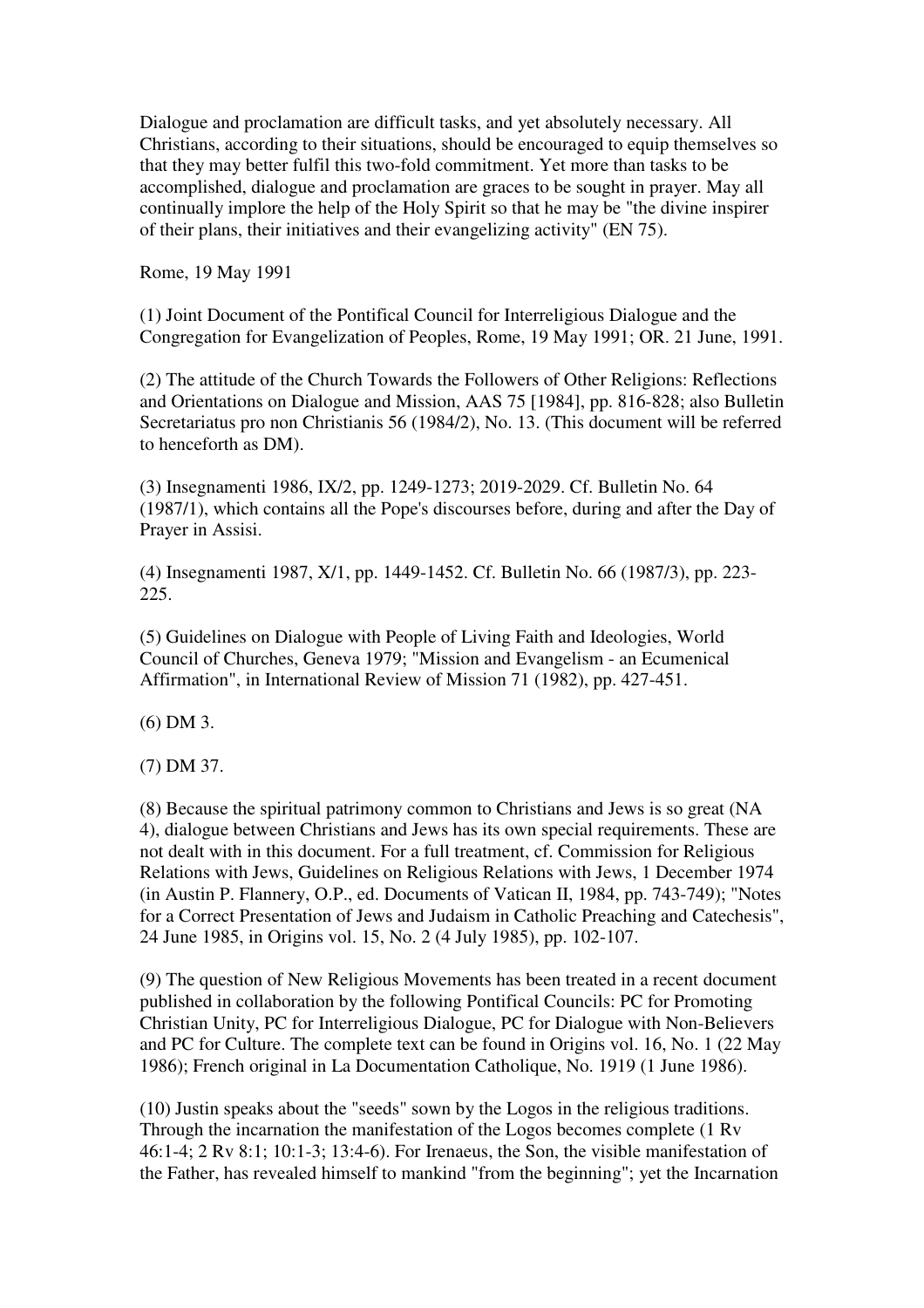Dialogue and proclamation are difficult tasks, and yet absolutely necessary. All Christians, according to their situations, should be encouraged to equip themselves so that they may better fulfil this two-fold commitment. Yet more than tasks to be accomplished, dialogue and proclamation are graces to be sought in prayer. May all continually implore the help of the Holy Spirit so that he may be "the divine inspirer of their plans, their initiatives and their evangelizing activity" (EN 75).

Rome, 19 May 1991

(1) Joint Document of the Pontifical Council for Interreligious Dialogue and the Congregation for Evangelization of Peoples, Rome, 19 May 1991; OR. 21 June, 1991.

(2) The attitude of the Church Towards the Followers of Other Religions: Reflections and Orientations on Dialogue and Mission, AAS 75 [1984], pp. 816-828; also Bulletin Secretariatus pro non Christianis 56 (1984/2), No. 13. (This document will be referred to henceforth as DM).

(3) Insegnamenti 1986, IX/2, pp. 1249-1273; 2019-2029. Cf. Bulletin No. 64 (1987/1), which contains all the Pope's discourses before, during and after the Day of Prayer in Assisi.

(4) Insegnamenti 1987, X/1, pp. 1449-1452. Cf. Bulletin No. 66 (1987/3), pp. 223-225.

(5) Guidelines on Dialogue with People of Living Faith and Ideologies, World Council of Churches, Geneva 1979; "Mission and Evangelism - an Ecumenical Affirmation", in International Review of Mission 71 (1982), pp. 427-451.

(6) DM 3.

(7) DM 37.

(8) Because the spiritual patrimony common to Christians and Jews is so great (NA 4), dialogue between Christians and Jews has its own special requirements. These are not dealt with in this document. For a full treatment, cf. Commission for Religious Relations with Jews, Guidelines on Religious Relations with Jews, 1 December 1974 (in Austin P. Flannery, O.P., ed. Documents of Vatican II, 1984, pp. 743-749); "Notes for a Correct Presentation of Jews and Judaism in Catholic Preaching and Catechesis", 24 June 1985, in Origins vol. 15, No. 2 (4 July 1985), pp. 102-107.

(9) The question of New Religious Movements has been treated in a recent document published in collaboration by the following Pontifical Councils: PC for Promoting Christian Unity, PC for Interreligious Dialogue, PC for Dialogue with Non-Believers and PC for Culture. The complete text can be found in Origins vol. 16, No. 1 (22 May 1986); French original in La Documentation Catholique, No. 1919 (1 June 1986).

(10) Justin speaks about the "seeds" sown by the Logos in the religious traditions. Through the incarnation the manifestation of the Logos becomes complete (1 Rv 46:1-4; 2 Rv 8:1; 10:1-3; 13:4-6). For Irenaeus, the Son, the visible manifestation of the Father, has revealed himself to mankind "from the beginning"; yet the Incarnation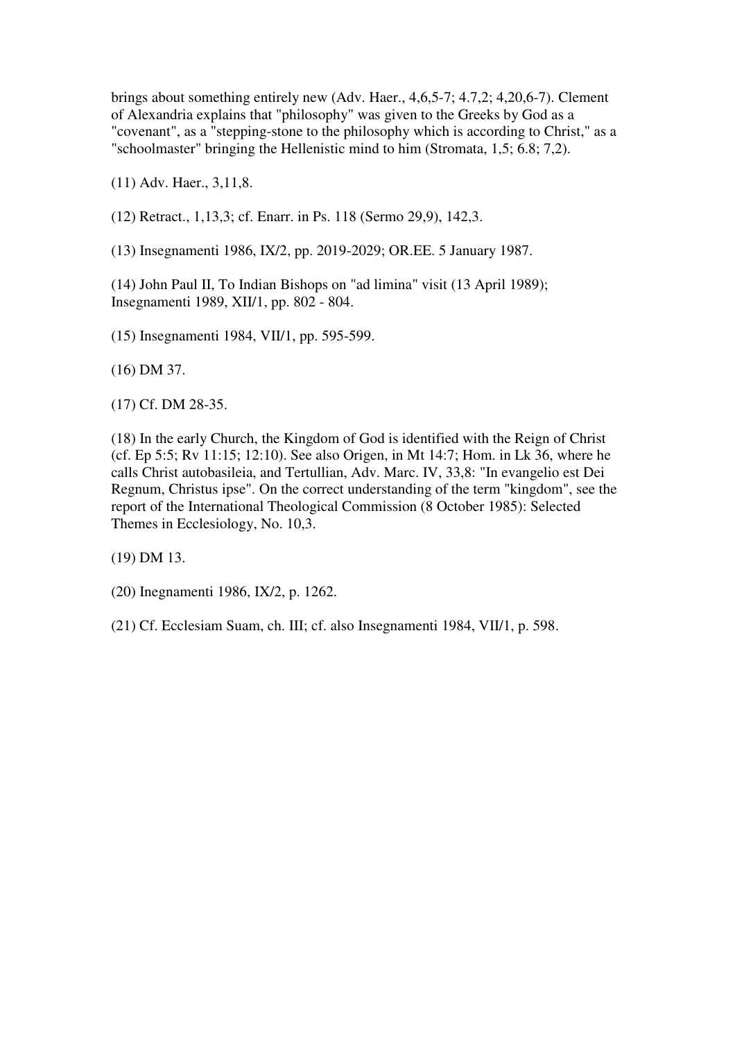brings about something entirely new (Adv. Haer., 4,6,5-7; 4.7,2; 4,20,6-7). Clement of Alexandria explains that "philosophy" was given to the Greeks by God as a "covenant", as a "stepping-stone to the philosophy which is according to Christ," as a "schoolmaster" bringing the Hellenistic mind to him (Stromata, 1,5; 6.8; 7,2).

(11) Adv. Haer., 3,11,8.

(12) Retract., 1,13,3; cf. Enarr. in Ps. 118 (Sermo 29,9), 142,3.

(13) Insegnamenti 1986, IX/2, pp. 2019-2029; OR.EE. 5 January 1987.

(14) John Paul II, To Indian Bishops on "ad limina" visit (13 April 1989); Insegnamenti 1989, XII/1, pp. 802 - 804.

(15) Insegnamenti 1984, VII/1, pp. 595-599.

(16) DM 37.

(17) Cf. DM 28-35.

(18) In the early Church, the Kingdom of God is identified with the Reign of Christ (cf. Ep 5:5; Rv 11:15; 12:10). See also Origen, in Mt 14:7; Hom. in Lk 36, where he calls Christ autobasileia, and Tertullian, Adv. Marc. IV, 33,8: "In evangelio est Dei Regnum, Christus ipse". On the correct understanding of the term "kingdom", see the report of the International Theological Commission (8 October 1985): Selected Themes in Ecclesiology, No. 10,3.

(19) DM 13.

(20) Inegnamenti 1986, IX/2, p. 1262.

(21) Cf. Ecclesiam Suam, ch. III; cf. also Insegnamenti 1984, VII/1, p. 598.